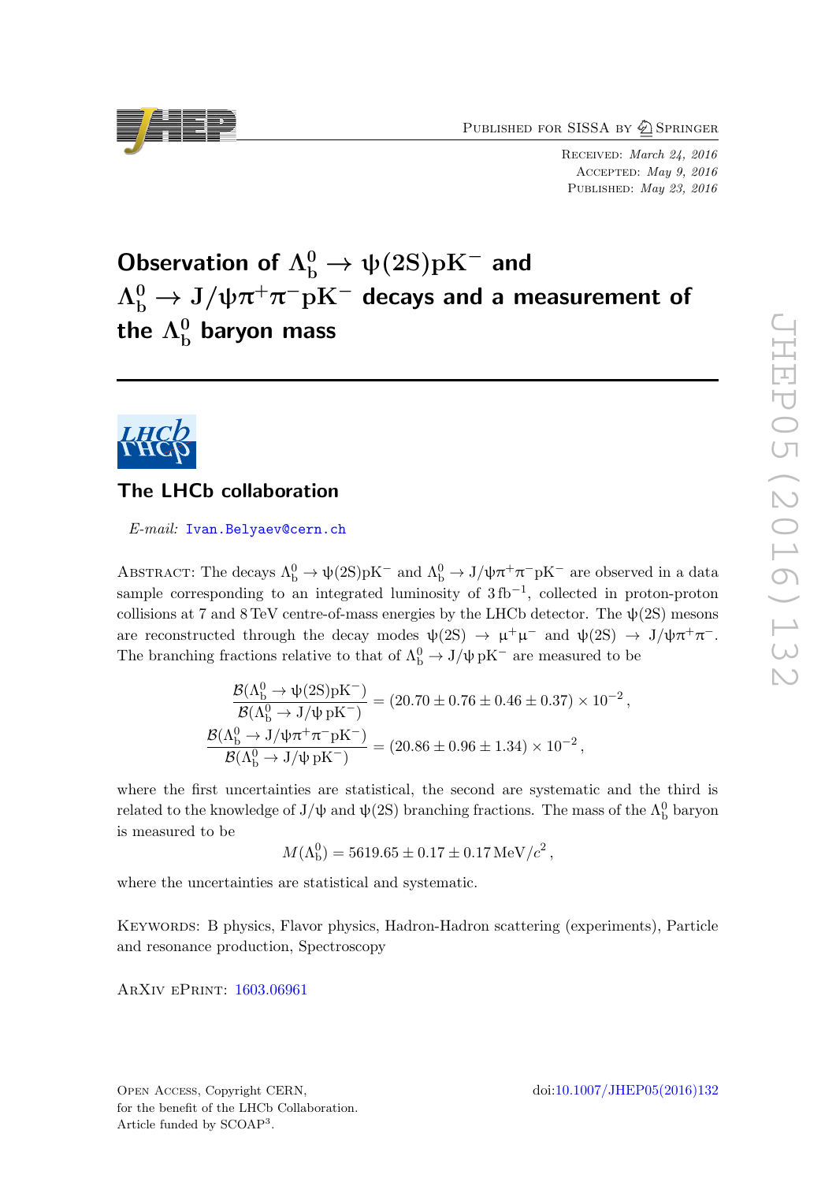Received: *March 24, 2016*
Accepted: *May 9, 2016*
Published: *May 23, 2016*

# Observation of $\Lambda_b^0 \to \psi(2S)pK^-$ and $\Lambda_b^0 \to J/\psi\pi^+\pi^-pK^-$ decays and a measurement of the $\Lambda_b^0$ baryon mass

## The LHCb collaboration

*E-mail:* Ivan.Belyaev@cern.ch

Abstract: The decays $\Lambda_b^0 \to \psi(2S)pK^-$ and $\Lambda_b^0 \to J/\psi\pi^+\pi^-pK^-$ are observed in a data sample corresponding to an integrated luminosity of $3\,\text{fb}^{-1}$, collected in proton-proton collisions at 7 and 8 TeV centre-of-mass energies by the LHCb detector. The $\psi(2S)$ mesons are reconstructed through the decay modes $\psi(2S) \to \mu^+\mu^-$ and $\psi(2S) \to J/\psi\pi^+\pi^-$. The branching fractions relative to that of $\Lambda_b^0 \to J/\psi\, pK^-$ are measured to be

$$\frac{\mathcal{B}(\Lambda_b^0 \to \psi(2S)pK^-)}{\mathcal{B}(\Lambda_b^0 \to J/\psi\, pK^-)} = (20.70 \pm 0.76 \pm 0.46 \pm 0.37) \times 10^{-2}\,,$$

$$\frac{\mathcal{B}(\Lambda_b^0 \to J/\psi\pi^+\pi^-pK^-)}{\mathcal{B}(\Lambda_b^0 \to J/\psi\, pK^-)} = (20.86 \pm 0.96 \pm 1.34) \times 10^{-2}\,,$$

where the first uncertainties are statistical, the second are systematic and the third is related to the knowledge of $J/\psi$ and $\psi(2S)$ branching fractions. The mass of the $\Lambda_b^0$ baryon is measured to be

$$M(\Lambda_b^0) = 5619.65 \pm 0.17 \pm 0.17\,\text{MeV}/c^2\,,$$

where the uncertainties are statistical and systematic.

Keywords: B physics, Flavor physics, Hadron-Hadron scattering (experiments), Particle and resonance production, Spectroscopy

ArXiv ePrint: 1603.06961

Open Access, Copyright CERN, for the benefit of the LHCb Collaboration. Article funded by SCOAP[3].

doi:10.1007/JHEP05(2016)132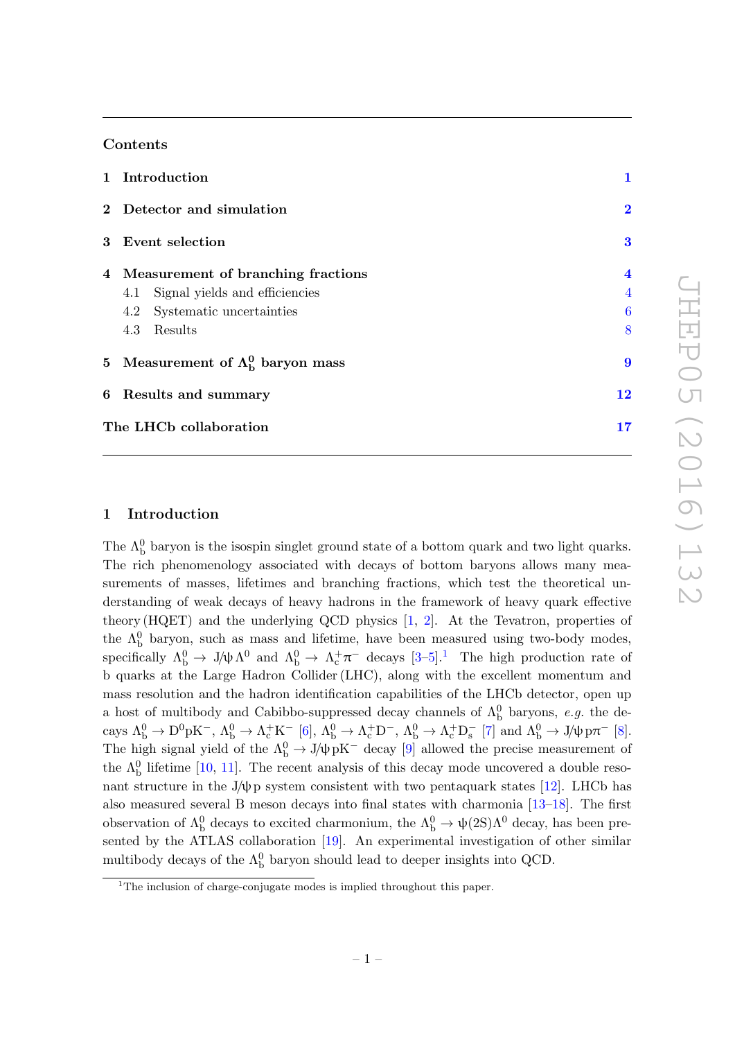## Contents

1 Introduction 1

2 Detector and simulation 2

3 Event selection 3

4 Measurement of branching fractions 4
- 4.1 Signal yields and efficiencies 4
- 4.2 Systematic uncertainties 6
- 4.3 Results 8

5 Measurement of $\Lambda_b^0$ baryon mass 9

6 Results and summary 12

The LHCb collaboration 17

## 1 Introduction

The $\Lambda_b^0$ baryon is the isospin singlet ground state of a bottom quark and two light quarks. The rich phenomenology associated with decays of bottom baryons allows many measurements of masses, lifetimes and branching fractions, which test the theoretical understanding of weak decays of heavy hadrons in the framework of heavy quark effective theory (HQET) and the underlying QCD physics [1, 2]. At the Tevatron, properties of the $\Lambda_b^0$ baryon, such as mass and lifetime, have been measured using two-body modes, specifically $\Lambda_b^0 \to J/\psi \Lambda^0$ and $\Lambda_b^0 \to \Lambda_c^+ \pi^-$ decays [3–5].[1] The high production rate of b quarks at the Large Hadron Collider (LHC), along with the excellent momentum and mass resolution and the hadron identification capabilities of the LHCb detector, open up a host of multibody and Cabibbo-suppressed decay channels of $\Lambda_b^0$ baryons, *e.g.* the decays $\Lambda_b^0 \to D^0 p K^-$, $\Lambda_b^0 \to \Lambda_c^+ K^-$ [6], $\Lambda_b^0 \to \Lambda_c^+ D^-$, $\Lambda_b^0 \to \Lambda_c^+ D_s^-$ [7] and $\Lambda_b^0 \to J/\psi p \pi^-$ [8]. The high signal yield of the $\Lambda_b^0 \to J/\psi p K^-$ decay [9] allowed the precise measurement of the $\Lambda_b^0$ lifetime [10, 11]. The recent analysis of this decay mode uncovered a double resonant structure in the $J/\psi p$ system consistent with two pentaquark states [12]. LHCb has also measured several B meson decays into final states with charmonia [13–18]. The first observation of $\Lambda_b^0$ decays to excited charmonium, the $\Lambda_b^0 \to \psi(2S)\Lambda^0$ decay, has been presented by the ATLAS collaboration [19]. An experimental investigation of other similar multibody decays of the $\Lambda_b^0$ baryon should lead to deeper insights into QCD.

[1] The inclusion of charge-conjugate modes is implied throughout this paper.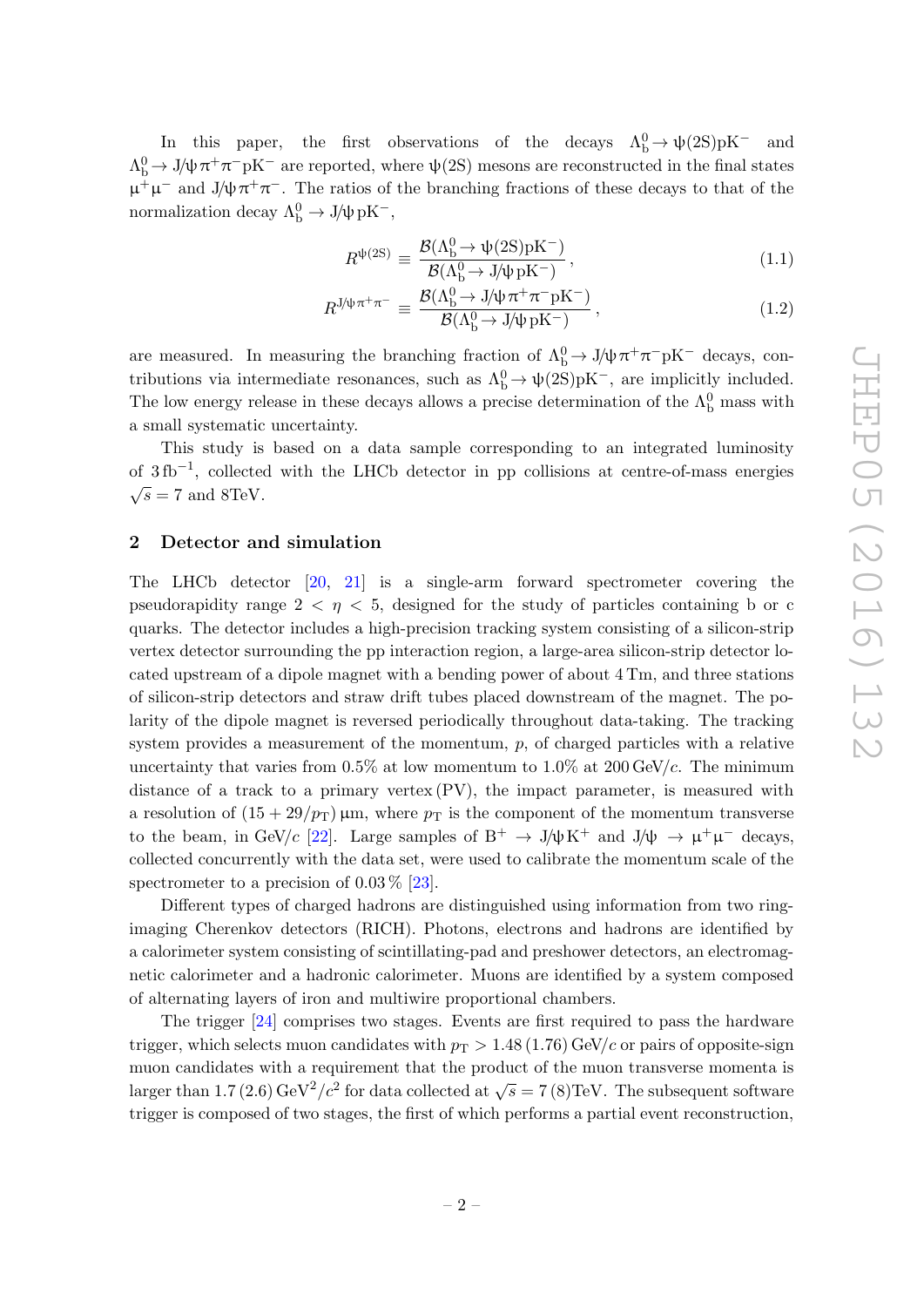In this paper, the first observations of the decays $\Lambda_b^0 \to \psi(2S)pK^-$ and $\Lambda_b^0 \to J/\psi\pi^+\pi^-pK^-$ are reported, where $\psi(2S)$ mesons are reconstructed in the final states $\mu^+\mu^-$ and $J/\psi\pi^+\pi^-$. The ratios of the branching fractions of these decays to that of the normalization decay $\Lambda_b^0 \to J/\psi pK^-$,

$$R^{\psi(2S)} \equiv \frac{\mathcal{B}(\Lambda_b^0 \to \psi(2S)pK^-)}{\mathcal{B}(\Lambda_b^0 \to J/\psi pK^-)}, \tag{1.1}$$

$$R^{J/\psi\pi^+\pi^-} \equiv \frac{\mathcal{B}(\Lambda_b^0 \to J/\psi\pi^+\pi^-pK^-)}{\mathcal{B}(\Lambda_b^0 \to J/\psi pK^-)}, \tag{1.2}$$

are measured. In measuring the branching fraction of $\Lambda_b^0 \to J/\psi\pi^+\pi^-pK^-$ decays, contributions via intermediate resonances, such as $\Lambda_b^0 \to \psi(2S)pK^-$, are implicitly included. The low energy release in these decays allows a precise determination of the $\Lambda_b^0$ mass with a small systematic uncertainty.

This study is based on a data sample corresponding to an integrated luminosity of $3\,\text{fb}^{-1}$, collected with the LHCb detector in pp collisions at centre-of-mass energies $\sqrt{s} = 7$ and 8TeV.

## 2 Detector and simulation

The LHCb detector [20, 21] is a single-arm forward spectrometer covering the pseudorapidity range $2 < \eta < 5$, designed for the study of particles containing b or c quarks. The detector includes a high-precision tracking system consisting of a silicon-strip vertex detector surrounding the pp interaction region, a large-area silicon-strip detector located upstream of a dipole magnet with a bending power of about 4 Tm, and three stations of silicon-strip detectors and straw drift tubes placed downstream of the magnet. The polarity of the dipole magnet is reversed periodically throughout data-taking. The tracking system provides a measurement of the momentum, $p$, of charged particles with a relative uncertainty that varies from 0.5% at low momentum to 1.0% at 200 GeV/$c$. The minimum distance of a track to a primary vertex (PV), the impact parameter, is measured with a resolution of $(15 + 29/p_T)\,\mu\text{m}$, where $p_T$ is the component of the momentum transverse to the beam, in GeV/$c$ [22]. Large samples of $B^+ \to J/\psi K^+$ and $J/\psi \to \mu^+\mu^-$ decays, collected concurrently with the data set, were used to calibrate the momentum scale of the spectrometer to a precision of 0.03 % [23].

Different types of charged hadrons are distinguished using information from two ring-imaging Cherenkov detectors (RICH). Photons, electrons and hadrons are identified by a calorimeter system consisting of scintillating-pad and preshower detectors, an electromagnetic calorimeter and a hadronic calorimeter. Muons are identified by a system composed of alternating layers of iron and multiwire proportional chambers.

The trigger [24] comprises two stages. Events are first required to pass the hardware trigger, which selects muon candidates with $p_T > 1.48\,(1.76)$ GeV/$c$ or pairs of opposite-sign muon candidates with a requirement that the product of the muon transverse momenta is larger than $1.7\,(2.6)\,\text{GeV}^2/c^2$ for data collected at $\sqrt{s} = 7\,(8)$TeV. The subsequent software trigger is composed of two stages, the first of which performs a partial event reconstruction,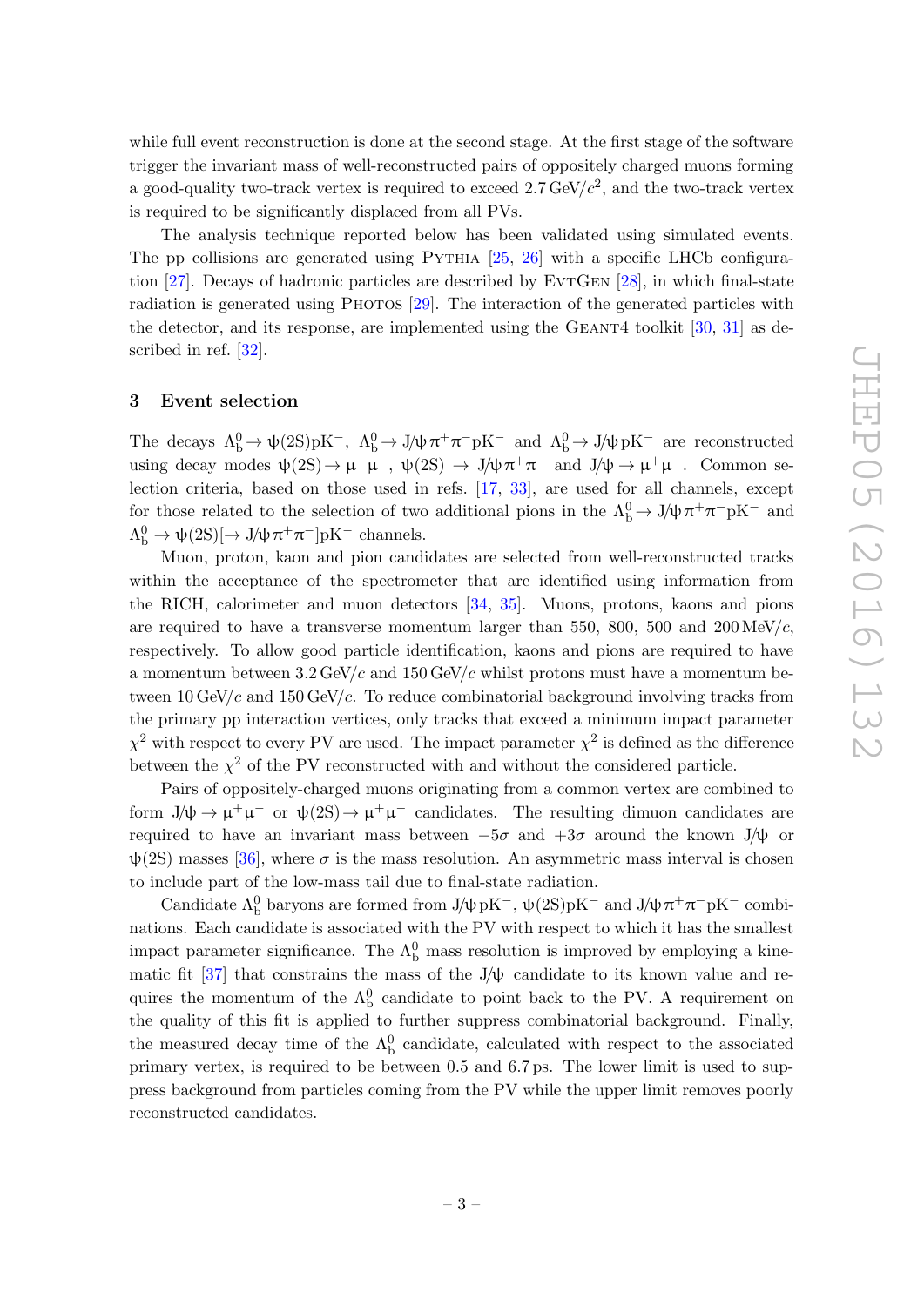while full event reconstruction is done at the second stage. At the first stage of the software trigger the invariant mass of well-reconstructed pairs of oppositely charged muons forming a good-quality two-track vertex is required to exceed $2.7\,\mathrm{GeV}/c^2$, and the two-track vertex is required to be significantly displaced from all PVs.

The analysis technique reported below has been validated using simulated events. The pp collisions are generated using Pythia [25, 26] with a specific LHCb configuration [27]. Decays of hadronic particles are described by EvtGen [28], in which final-state radiation is generated using Photos [29]. The interaction of the generated particles with the detector, and its response, are implemented using the Geant4 toolkit [30, 31] as described in ref. [32].

## 3 Event selection

The decays $\Lambda_b^0 \to \psi(2S)pK^-$, $\Lambda_b^0 \to J/\psi\,\pi^+\pi^- pK^-$ and $\Lambda_b^0 \to J/\psi\,pK^-$ are reconstructed using decay modes $\psi(2S) \to \mu^+\mu^-$, $\psi(2S) \to J/\psi\,\pi^+\pi^-$ and $J/\psi \to \mu^+\mu^-$. Common selection criteria, based on those used in refs. [17, 33], are used for all channels, except for those related to the selection of two additional pions in the $\Lambda_b^0 \to J/\psi\,\pi^+\pi^- pK^-$ and $\Lambda_b^0 \to \psi(2S)[\to J/\psi\,\pi^+\pi^-]pK^-$ channels.

Muon, proton, kaon and pion candidates are selected from well-reconstructed tracks within the acceptance of the spectrometer that are identified using information from the RICH, calorimeter and muon detectors [34, 35]. Muons, protons, kaons and pions are required to have a transverse momentum larger than 550, 800, 500 and $200\,\mathrm{MeV}/c$, respectively. To allow good particle identification, kaons and pions are required to have a momentum between $3.2\,\mathrm{GeV}/c$ and $150\,\mathrm{GeV}/c$ whilst protons must have a momentum between $10\,\mathrm{GeV}/c$ and $150\,\mathrm{GeV}/c$. To reduce combinatorial background involving tracks from the primary pp interaction vertices, only tracks that exceed a minimum impact parameter $\chi^2$ with respect to every PV are used. The impact parameter $\chi^2$ is defined as the difference between the $\chi^2$ of the PV reconstructed with and without the considered particle.

Pairs of oppositely-charged muons originating from a common vertex are combined to form $J/\psi \to \mu^+\mu^-$ or $\psi(2S) \to \mu^+\mu^-$ candidates. The resulting dimuon candidates are required to have an invariant mass between $-5\sigma$ and $+3\sigma$ around the known $J/\psi$ or $\psi(2S)$ masses [36], where $\sigma$ is the mass resolution. An asymmetric mass interval is chosen to include part of the low-mass tail due to final-state radiation.

Candidate $\Lambda_b^0$ baryons are formed from $J/\psi\,pK^-$, $\psi(2S)pK^-$ and $J/\psi\,\pi^+\pi^- pK^-$ combinations. Each candidate is associated with the PV with respect to which it has the smallest impact parameter significance. The $\Lambda_b^0$ mass resolution is improved by employing a kinematic fit [37] that constrains the mass of the $J/\psi$ candidate to its known value and requires the momentum of the $\Lambda_b^0$ candidate to point back to the PV. A requirement on the quality of this fit is applied to further suppress combinatorial background. Finally, the measured decay time of the $\Lambda_b^0$ candidate, calculated with respect to the associated primary vertex, is required to be between 0.5 and 6.7 ps. The lower limit is used to suppress background from particles coming from the PV while the upper limit removes poorly reconstructed candidates.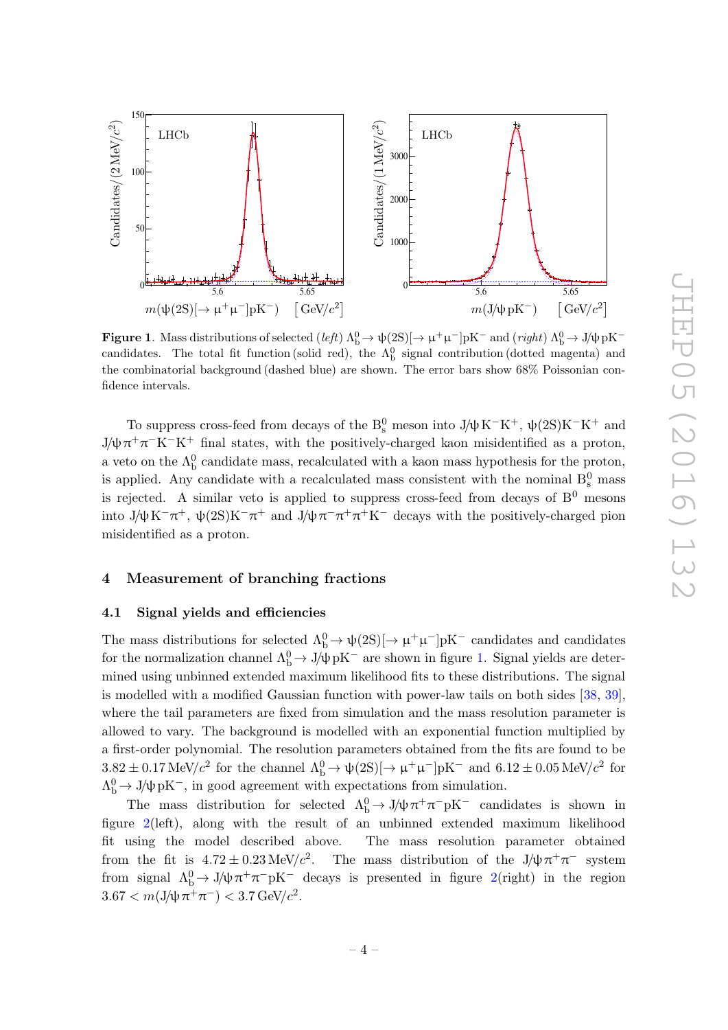**Figure 1**. Mass distributions of selected (*left*) $\Lambda_b^0 \to \psi(2S)[\to \mu^+\mu^-]pK^-$ and (*right*) $\Lambda_b^0 \to J/\psi\, pK^-$ candidates. The total fit function (solid red), the $\Lambda_b^0$ signal contribution (dotted magenta) and the combinatorial background (dashed blue) are shown. The error bars show 68% Poissonian confidence intervals.

To suppress cross-feed from decays of the $B_s^0$ meson into $J/\psi K^-K^+$, $\psi(2S)K^-K^+$ and $J/\psi\pi^+\pi^-K^-K^+$ final states, with the positively-charged kaon misidentified as a proton, a veto on the $\Lambda_b^0$ candidate mass, recalculated with a kaon mass hypothesis for the proton, is applied. Any candidate with a recalculated mass consistent with the nominal $B_s^0$ mass is rejected. A similar veto is applied to suppress cross-feed from decays of $B^0$ mesons into $J/\psi K^-\pi^+$, $\psi(2S)K^-\pi^+$ and $J/\psi\pi^-\pi^+\pi^+K^-$ decays with the positively-charged pion misidentified as a proton.

## 4 Measurement of branching fractions

### 4.1 Signal yields and efficiencies

The mass distributions for selected $\Lambda_b^0 \to \psi(2S)[\to \mu^+\mu^-]pK^-$ candidates and candidates for the normalization channel $\Lambda_b^0 \to J/\psi\, pK^-$ are shown in figure 1. Signal yields are determined using unbinned extended maximum likelihood fits to these distributions. The signal is modelled with a modified Gaussian function with power-law tails on both sides [38, 39], where the tail parameters are fixed from simulation and the mass resolution parameter is allowed to vary. The background is modelled with an exponential function multiplied by a first-order polynomial. The resolution parameters obtained from the fits are found to be $3.82 \pm 0.17\,\text{MeV}/c^2$ for the channel $\Lambda_b^0 \to \psi(2S)[\to \mu^+\mu^-]pK^-$ and $6.12 \pm 0.05\,\text{MeV}/c^2$ for $\Lambda_b^0 \to J/\psi\, pK^-$, in good agreement with expectations from simulation.

The mass distribution for selected $\Lambda_b^0 \to J/\psi\pi^+\pi^-pK^-$ candidates is shown in figure 2(left), along with the result of an unbinned extended maximum likelihood fit using the model described above. The mass resolution parameter obtained from the fit is $4.72 \pm 0.23\,\text{MeV}/c^2$. The mass distribution of the $J/\psi\pi^+\pi^-$ system from signal $\Lambda_b^0 \to J/\psi\pi^+\pi^-pK^-$ decays is presented in figure 2(right) in the region $3.67 < m(J/\psi\pi^+\pi^-) < 3.7\,\text{GeV}/c^2$.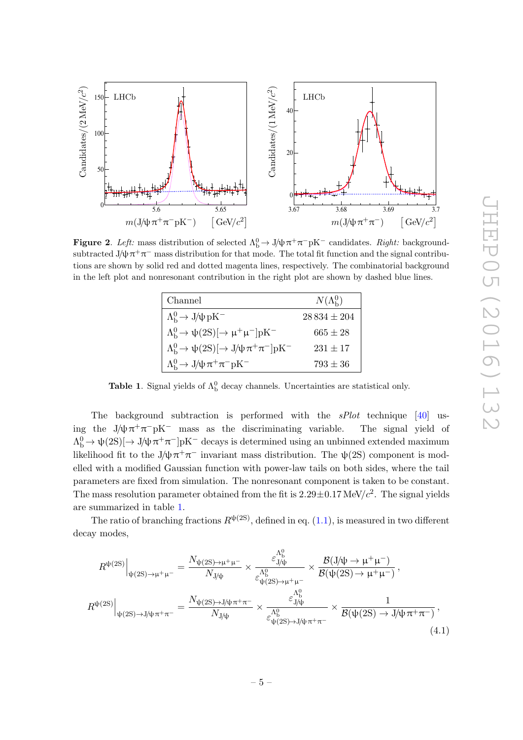**Figure 2**. *Left:* mass distribution of selected $\Lambda_b^0 \to J/\psi \pi^+\pi^- pK^-$ candidates. *Right:* background-subtracted $J/\psi\pi^+\pi^-$ mass distribution for that mode. The total fit function and the signal contributions are shown by solid red and dotted magenta lines, respectively. The combinatorial background in the left plot and nonresonant contribution in the right plot are shown by dashed blue lines.

| Channel | $N(\Lambda_b^0)$ |
|---|---|
| $\Lambda_b^0 \to J/\psi\, pK^-$ | $28\,834 \pm 204$ |
| $\Lambda_b^0 \to \psi(2S)[\to \mu^+\mu^-]pK^-$ | $665 \pm 28$ |
| $\Lambda_b^0 \to \psi(2S)[\to J/\psi\pi^+\pi^-]pK^-$ | $231 \pm 17$ |
| $\Lambda_b^0 \to J/\psi\pi^+\pi^- pK^-$ | $793 \pm 36$ |

**Table 1**. Signal yields of $\Lambda_b^0$ decay channels. Uncertainties are statistical only.

The background subtraction is performed with the *sPlot* technique [40] using the $J/\psi\pi^+\pi^- pK^-$ mass as the discriminating variable. The signal yield of $\Lambda_b^0 \to \psi(2S)[\to J/\psi\pi^+\pi^-]pK^-$ decays is determined using an unbinned extended maximum likelihood fit to the $J/\psi\pi^+\pi^-$ invariant mass distribution. The $\psi(2S)$ component is modelled with a modified Gaussian function with power-law tails on both sides, where the tail parameters are fixed from simulation. The nonresonant component is taken to be constant. The mass resolution parameter obtained from the fit is $2.29\pm0.17\,\text{MeV}/c^2$. The signal yields are summarized in table 1.

The ratio of branching fractions $R^{\psi(2S)}$, defined in eq. (1.1), is measured in two different decay modes,

$$
\begin{aligned}
R^{\psi(2S)}\Big|_{\psi(2S)\to\mu^+\mu^-} &= \frac{N_{\psi(2S)\to\mu^+\mu^-}}{N_{J/\psi}} \times \frac{\varepsilon^{\Lambda_b^0}_{J/\psi}}{\varepsilon^{\Lambda_b^0}_{\psi(2S)\to\mu^+\mu^-}} \times \frac{\mathcal{B}(J/\psi \to \mu^+\mu^-)}{\mathcal{B}(\psi(2S) \to \mu^+\mu^-)}\,, \\
R^{\psi(2S)}\Big|_{\psi(2S)\to J/\psi\pi^+\pi^-} &= \frac{N_{\psi(2S)\to J/\psi\pi^+\pi^-}}{N_{J/\psi}} \times \frac{\varepsilon^{\Lambda_b^0}_{J/\psi}}{\varepsilon^{\Lambda_b^0}_{\psi(2S)\to J/\psi\pi^+\pi^-}} \times \frac{1}{\mathcal{B}(\psi(2S) \to J/\psi\pi^+\pi^-)}\,,
\end{aligned}
\tag{4.1}
$$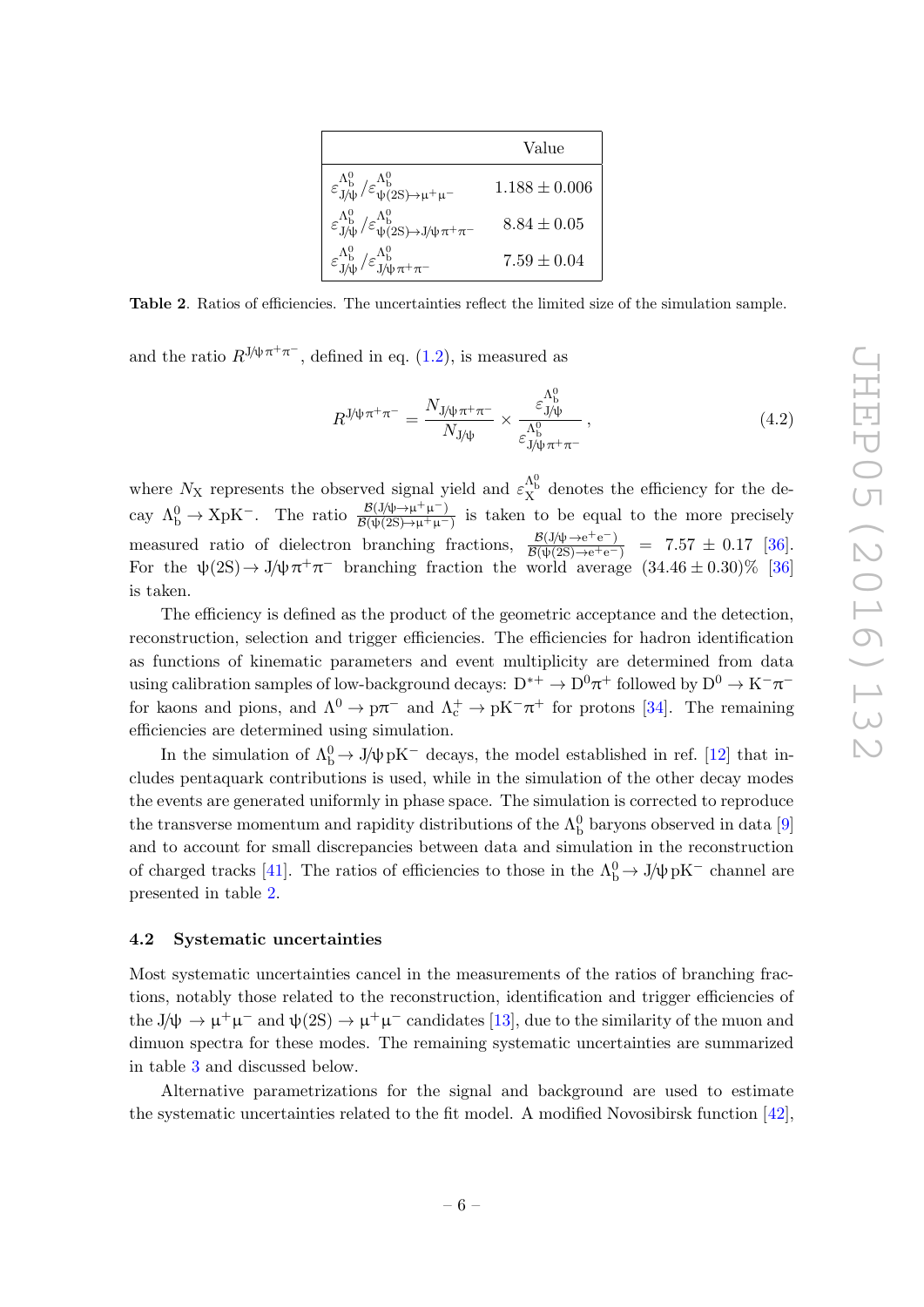| | Value |
|---|---|
| $\varepsilon^{\Lambda_b^0}_{J/\psi} / \varepsilon^{\Lambda_b^0}_{\psi(2S)\to\mu^+\mu^-}$ | $1.188 \pm 0.006$ |
| $\varepsilon^{\Lambda_b^0}_{J/\psi} / \varepsilon^{\Lambda_b^0}_{\psi(2S)\to J/\psi\pi^+\pi^-}$ | $8.84 \pm 0.05$ |
| $\varepsilon^{\Lambda_b^0}_{J/\psi} / \varepsilon^{\Lambda_b^0}_{J/\psi\pi^+\pi^-}$ | $7.59 \pm 0.04$ |

**Table 2**. Ratios of efficiencies. The uncertainties reflect the limited size of the simulation sample.

and the ratio $R^{J/\psi\pi^+\pi^-}$, defined in eq. (1.2), is measured as

$$R^{J/\psi\pi^+\pi^-} = \frac{N_{J/\psi\pi^+\pi^-}}{N_{J/\psi}} \times \frac{\varepsilon^{\Lambda_b^0}_{J/\psi}}{\varepsilon^{\Lambda_b^0}_{J/\psi\pi^+\pi^-}}\,, \tag{4.2}$$

where $N_X$ represents the observed signal yield and $\varepsilon^{\Lambda_b^0}_X$ denotes the efficiency for the decay $\Lambda_b^0 \to XpK^-$. The ratio $\frac{\mathcal{B}(J/\psi\to\mu^+\mu^-)}{\mathcal{B}(\psi(2S)\to\mu^+\mu^-)}$ is taken to be equal to the more precisely measured ratio of dielectron branching fractions, $\frac{\mathcal{B}(J/\psi\to e^+e^-)}{\mathcal{B}(\psi(2S)\to e^+e^-)} = 7.57 \pm 0.17$ [36]. For the $\psi(2S)\to J/\psi\pi^+\pi^-$ branching fraction the world average $(34.46 \pm 0.30)\%$ [36] is taken.

The efficiency is defined as the product of the geometric acceptance and the detection, reconstruction, selection and trigger efficiencies. The efficiencies for hadron identification as functions of kinematic parameters and event multiplicity are determined from data using calibration samples of low-background decays: $D^{*+} \to D^0\pi^+$ followed by $D^0 \to K^-\pi^-$ for kaons and pions, and $\Lambda^0 \to p\pi^-$ and $\Lambda_c^+ \to pK^-\pi^+$ for protons [34]. The remaining efficiencies are determined using simulation.

In the simulation of $\Lambda_b^0 \to J/\psi\, pK^-$ decays, the model established in ref. [12] that includes pentaquark contributions is used, while in the simulation of the other decay modes the events are generated uniformly in phase space. The simulation is corrected to reproduce the transverse momentum and rapidity distributions of the $\Lambda_b^0$ baryons observed in data [9] and to account for small discrepancies between data and simulation in the reconstruction of charged tracks [41]. The ratios of efficiencies to those in the $\Lambda_b^0 \to J/\psi\, pK^-$ channel are presented in table 2.

### 4.2 Systematic uncertainties

Most systematic uncertainties cancel in the measurements of the ratios of branching fractions, notably those related to the reconstruction, identification and trigger efficiencies of the $J/\psi \to \mu^+\mu^-$ and $\psi(2S) \to \mu^+\mu^-$ candidates [13], due to the similarity of the muon and dimuon spectra for these modes. The remaining systematic uncertainties are summarized in table 3 and discussed below.

Alternative parametrizations for the signal and background are used to estimate the systematic uncertainties related to the fit model. A modified Novosibirsk function [42],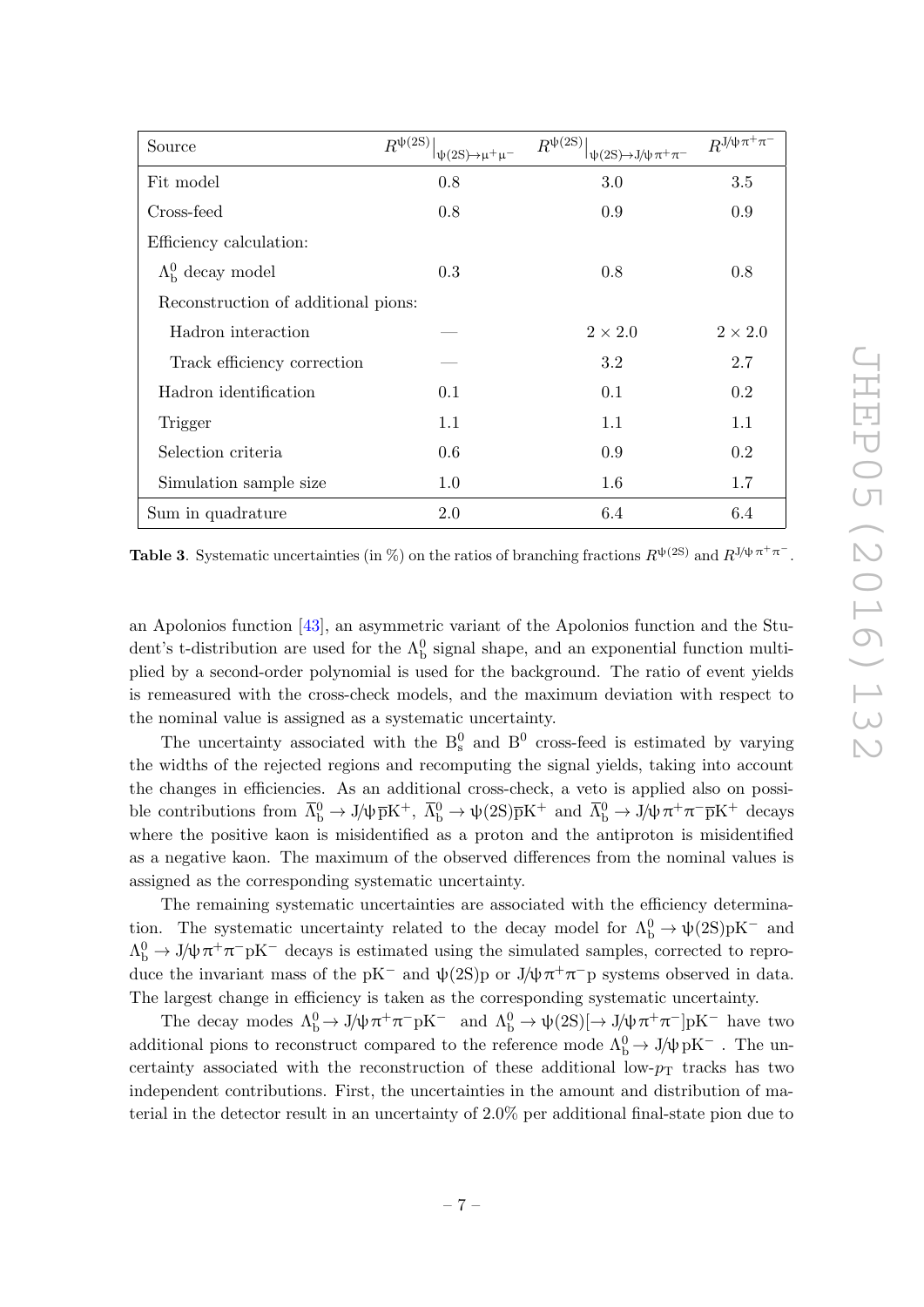| Source | $R^{\psi(2S)}\big\vert_{\psi(2S)\to\mu^+\mu^-}$ | $R^{\psi(2S)}\big\vert_{\psi(2S)\to J/\psi\pi^+\pi^-}$ | $R^{J/\psi\pi^+\pi^-}$ |
|---|---|---|---|
| Fit model | 0.8 | 3.0 | 3.5 |
| Cross-feed | 0.8 | 0.9 | 0.9 |
| Efficiency calculation: | | | |
| $\Lambda_b^0$ decay model | 0.3 | 0.8 | 0.8 |
| Reconstruction of additional pions: | | | |
| Hadron interaction | — | $2 \times 2.0$ | $2 \times 2.0$ |
| Track efficiency correction | — | 3.2 | 2.7 |
| Hadron identification | 0.1 | 0.1 | 0.2 |
| Trigger | 1.1 | 1.1 | 1.1 |
| Selection criteria | 0.6 | 0.9 | 0.2 |
| Simulation sample size | 1.0 | 1.6 | 1.7 |
| Sum in quadrature | 2.0 | 6.4 | 6.4 |

**Table 3**. Systematic uncertainties (in %) on the ratios of branching fractions $R^{\psi(2S)}$ and $R^{J/\psi\pi^+\pi^-}$.

an Apolonios function [43], an asymmetric variant of the Apolonios function and the Student's t-distribution are used for the $\Lambda_b^0$ signal shape, and an exponential function multiplied by a second-order polynomial is used for the background. The ratio of event yields is remeasured with the cross-check models, and the maximum deviation with respect to the nominal value is assigned as a systematic uncertainty.

The uncertainty associated with the $B_s^0$ and $B^0$ cross-feed is estimated by varying the widths of the rejected regions and recomputing the signal yields, taking into account the changes in efficiencies. As an additional cross-check, a veto is applied also on possible contributions from $\overline{\Lambda}_b^0 \to J/\psi\,\overline{p}K^+$, $\overline{\Lambda}_b^0 \to \psi(2S)\overline{p}K^+$ and $\overline{\Lambda}_b^0 \to J/\psi\,\pi^+\pi^-\overline{p}K^+$ decays where the positive kaon is misidentified as a proton and the antiproton is misidentified as a negative kaon. The maximum of the observed differences from the nominal values is assigned as the corresponding systematic uncertainty.

The remaining systematic uncertainties are associated with the efficiency determination. The systematic uncertainty related to the decay model for $\Lambda_b^0 \to \psi(2S)pK^-$ and $\Lambda_b^0 \to J/\psi\,\pi^+\pi^-pK^-$ decays is estimated using the simulated samples, corrected to reproduce the invariant mass of the $pK^-$ and $\psi(2S)p$ or $J/\psi\,\pi^+\pi^-p$ systems observed in data. The largest change in efficiency is taken as the corresponding systematic uncertainty.

The decay modes $\Lambda_b^0 \to J/\psi\,\pi^+\pi^-pK^-$ and $\Lambda_b^0 \to \psi(2S)[\to J/\psi\,\pi^+\pi^-]pK^-$ have two additional pions to reconstruct compared to the reference mode $\Lambda_b^0 \to J/\psi\,pK^-$. The uncertainty associated with the reconstruction of these additional low-$p_T$ tracks has two independent contributions. First, the uncertainties in the amount and distribution of material in the detector result in an uncertainty of 2.0% per additional final-state pion due to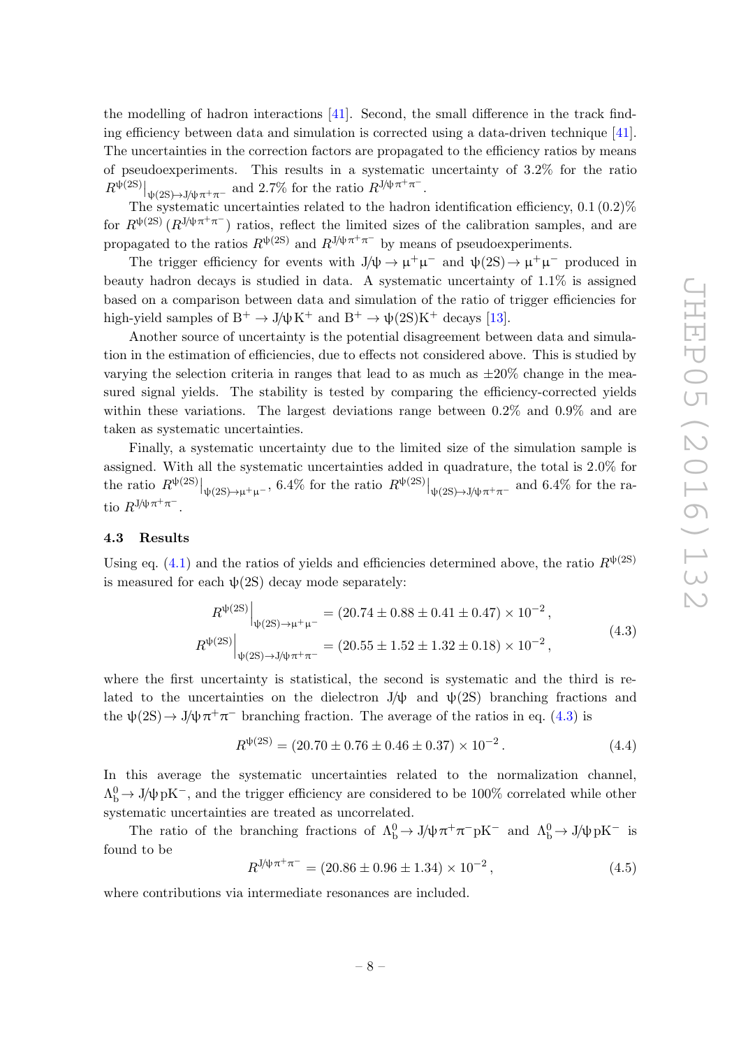the modelling of hadron interactions [41]. Second, the small difference in the track finding efficiency between data and simulation is corrected using a data-driven technique [41]. The uncertainties in the correction factors are propagated to the efficiency ratios by means of pseudoexperiments. This results in a systematic uncertainty of 3.2% for the ratio $R^{\psi(2S)}|_{\psi(2S)\to J/\psi\pi^+\pi^-}$ and 2.7% for the ratio $R^{J/\psi\pi^+\pi^-}$.

The systematic uncertainties related to the hadron identification efficiency, 0.1 (0.2)% for $R^{\psi(2S)}$ ($R^{J/\psi\pi^+\pi^-}$) ratios, reflect the limited sizes of the calibration samples, and are propagated to the ratios $R^{\psi(2S)}$ and $R^{J/\psi\pi^+\pi^-}$ by means of pseudoexperiments.

The trigger efficiency for events with $J/\psi \to \mu^+\mu^-$ and $\psi(2S) \to \mu^+\mu^-$ produced in beauty hadron decays is studied in data. A systematic uncertainty of 1.1% is assigned based on a comparison between data and simulation of the ratio of trigger efficiencies for high-yield samples of $B^+ \to J/\psi K^+$ and $B^+ \to \psi(2S)K^+$ decays [13].

Another source of uncertainty is the potential disagreement between data and simulation in the estimation of efficiencies, due to effects not considered above. This is studied by varying the selection criteria in ranges that lead to as much as ±20% change in the measured signal yields. The stability is tested by comparing the efficiency-corrected yields within these variations. The largest deviations range between 0.2% and 0.9% and are taken as systematic uncertainties.

Finally, a systematic uncertainty due to the limited size of the simulation sample is assigned. With all the systematic uncertainties added in quadrature, the total is 2.0% for the ratio $R^{\psi(2S)}|_{\psi(2S)\to\mu^+\mu^-}$, 6.4% for the ratio $R^{\psi(2S)}|_{\psi(2S)\to J/\psi\pi^+\pi^-}$ and 6.4% for the ratio $R^{J/\psi\pi^+\pi^-}$.

### 4.3 Results

Using eq. (4.1) and the ratios of yields and efficiencies determined above, the ratio $R^{\psi(2S)}$ is measured for each $\psi(2S)$ decay mode separately:

$$
\begin{aligned}
R^{\psi(2S)}\Big|_{\psi(2S)\to\mu^+\mu^-} &= (20.74 \pm 0.88 \pm 0.41 \pm 0.47) \times 10^{-2}\,, \\
R^{\psi(2S)}\Big|_{\psi(2S)\to J/\psi\pi^+\pi^-} &= (20.55 \pm 1.52 \pm 1.32 \pm 0.18) \times 10^{-2}\,,
\end{aligned}
\tag{4.3}
$$

where the first uncertainty is statistical, the second is systematic and the third is related to the uncertainties on the dielectron $J/\psi$ and $\psi(2S)$ branching fractions and the $\psi(2S) \to J/\psi\pi^+\pi^-$ branching fraction. The average of the ratios in eq. (4.3) is

$$
R^{\psi(2S)} = (20.70 \pm 0.76 \pm 0.46 \pm 0.37) \times 10^{-2}\,. \tag{4.4}
$$

In this average the systematic uncertainties related to the normalization channel, $\Lambda_b^0 \to J/\psi pK^-$, and the trigger efficiency are considered to be 100% correlated while other systematic uncertainties are treated as uncorrelated.

The ratio of the branching fractions of $\Lambda_b^0 \to J/\psi\pi^+\pi^- pK^-$ and $\Lambda_b^0 \to J/\psi pK^-$ is found to be

$$
R^{J/\psi\pi^+\pi^-} = (20.86 \pm 0.96 \pm 1.34) \times 10^{-2}\,, \tag{4.5}
$$

where contributions via intermediate resonances are included.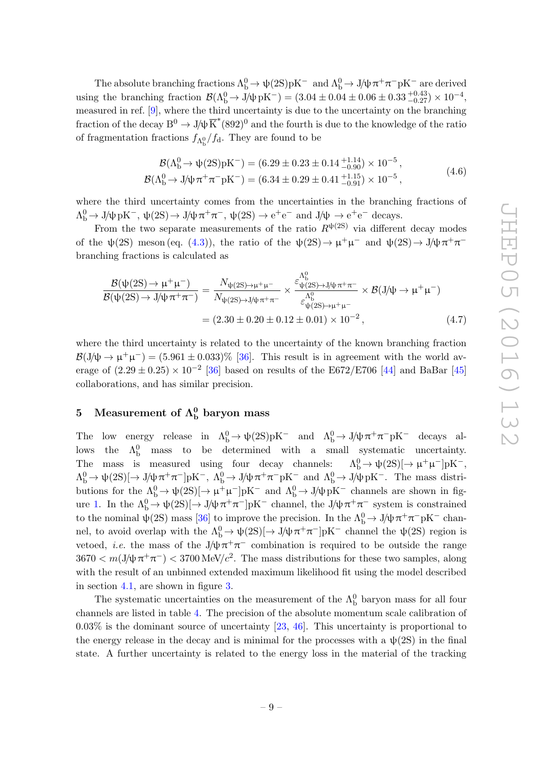The absolute branching fractions $\Lambda_b^0 \to \psi(2S)pK^-$ and $\Lambda_b^0 \to J/\psi\pi^+\pi^-pK^-$ are derived using the branching fraction $\mathcal{B}(\Lambda_b^0 \to J/\psi pK^-) = (3.04 \pm 0.04 \pm 0.06 \pm 0.33\,^{+0.43}_{-0.27}) \times 10^{-4}$, measured in ref. [9], where the third uncertainty is due to the uncertainty on the branching fraction of the decay $B^0 \to J/\psi \overline{K}^*(892)^0$ and the fourth is due to the knowledge of the ratio of fragmentation fractions $f_{\Lambda_b^0}/f_d$. They are found to be

$$
\begin{aligned}
\mathcal{B}(\Lambda_b^0 \to \psi(2S)pK^-) &= (6.29 \pm 0.23 \pm 0.14\,^{+1.14}_{-0.90}) \times 10^{-5}\,, \\
\mathcal{B}(\Lambda_b^0 \to J/\psi\pi^+\pi^-pK^-) &= (6.34 \pm 0.29 \pm 0.41\,^{+1.15}_{-0.91}) \times 10^{-5}\,,
\end{aligned} \tag{4.6}
$$

where the third uncertainty comes from the uncertainties in the branching fractions of $\Lambda_b^0 \to J/\psi pK^-$, $\psi(2S) \to J/\psi\pi^+\pi^-$, $\psi(2S) \to e^+e^-$ and $J/\psi \to e^+e^-$ decays.

From the two separate measurements of the ratio $R^{\psi(2S)}$ via different decay modes of the $\psi(2S)$ meson (eq. (4.3)), the ratio of the $\psi(2S) \to \mu^+\mu^-$ and $\psi(2S) \to J/\psi\pi^+\pi^-$ branching fractions is calculated as

$$
\begin{aligned}
\frac{\mathcal{B}(\psi(2S) \to \mu^+\mu^-)}{\mathcal{B}(\psi(2S) \to J/\psi\pi^+\pi^-)} &= \frac{N_{\psi(2S)\to\mu^+\mu^-}}{N_{\psi(2S)\to J/\psi\pi^+\pi^-}} \times \frac{\varepsilon^{\Lambda_b^0}_{\psi(2S)\to J/\psi\pi^+\pi^-}}{\varepsilon^{\Lambda_b^0}_{\psi(2S)\to\mu^+\mu^-}} \times \mathcal{B}(J/\psi \to \mu^+\mu^-) \\
&= (2.30 \pm 0.20 \pm 0.12 \pm 0.01) \times 10^{-2}\,,
\end{aligned} \tag{4.7}
$$

where the third uncertainty is related to the uncertainty of the known branching fraction $\mathcal{B}(J/\psi \to \mu^+\mu^-) = (5.961 \pm 0.033)\%$ [36]. This result is in agreement with the world average of $(2.29 \pm 0.25) \times 10^{-2}$ [36] based on results of the E672/E706 [44] and BaBar [45] collaborations, and has similar precision.

## 5 Measurement of $\Lambda_b^0$ baryon mass

The low energy release in $\Lambda_b^0 \to \psi(2S)pK^-$ and $\Lambda_b^0 \to J/\psi\pi^+\pi^-pK^-$ decays allows the $\Lambda_b^0$ mass to be determined with a small systematic uncertainty. The mass is measured using four decay channels: $\Lambda_b^0 \to \psi(2S)[\to \mu^+\mu^-]pK^-$, $\Lambda_b^0 \to \psi(2S)[\to J/\psi\pi^+\pi^-]pK^-$, $\Lambda_b^0 \to J/\psi\pi^+\pi^-pK^-$ and $\Lambda_b^0 \to J/\psi pK^-$. The mass distributions for the $\Lambda_b^0 \to \psi(2S)[\to \mu^+\mu^-]pK^-$ and $\Lambda_b^0 \to J/\psi pK^-$ channels are shown in figure 1. In the $\Lambda_b^0 \to \psi(2S)[\to J/\psi\pi^+\pi^-]pK^-$ channel, the $J/\psi\pi^+\pi^-$ system is constrained to the nominal $\psi(2S)$ mass [36] to improve the precision. In the $\Lambda_b^0 \to J/\psi\pi^+\pi^-pK^-$ channel, to avoid overlap with the $\Lambda_b^0 \to \psi(2S)[\to J/\psi\pi^+\pi^-]pK^-$ channel the $\psi(2S)$ region is vetoed, *i.e.* the mass of the $J/\psi\pi^+\pi^-$ combination is required to be outside the range $3670 < m(J/\psi\pi^+\pi^-) < 3700\,\mathrm{MeV}/c^2$. The mass distributions for these two samples, along with the result of an unbinned extended maximum likelihood fit using the model described in section 4.1, are shown in figure 3.

The systematic uncertainties on the measurement of the $\Lambda_b^0$ baryon mass for all four channels are listed in table 4. The precision of the absolute momentum scale calibration of 0.03% is the dominant source of uncertainty [23, 46]. This uncertainty is proportional to the energy release in the decay and is minimal for the processes with a $\psi(2S)$ in the final state. A further uncertainty is related to the energy loss in the material of the tracking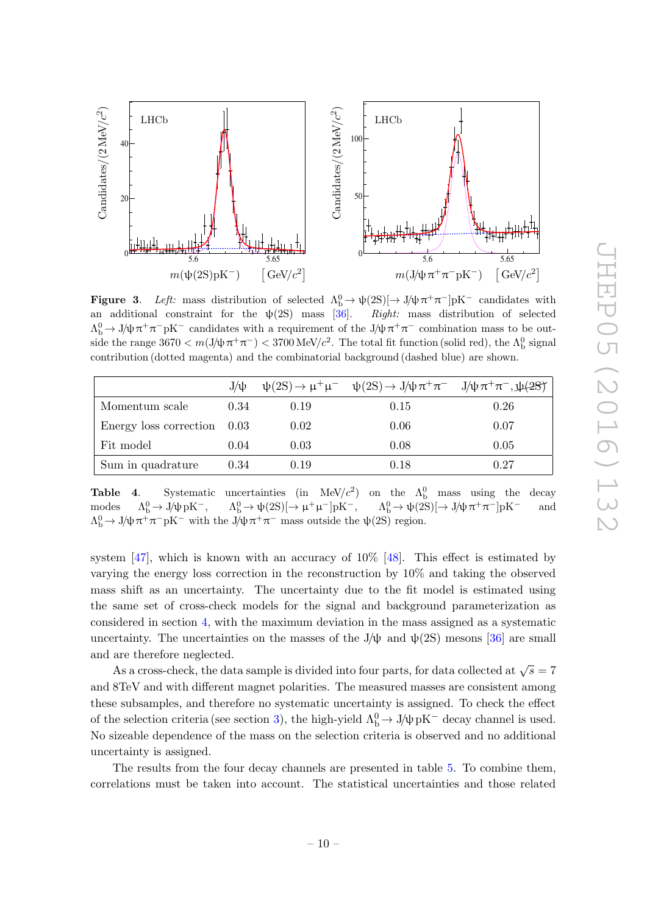**Figure 3**. *Left:* mass distribution of selected $\Lambda_b^0 \to \psi(2S)[\to J/\psi\pi^+\pi^-]pK^-$ candidates with an additional constraint for the $\psi(2S)$ mass [36]. *Right:* mass distribution of selected $\Lambda_b^0 \to J/\psi\pi^+\pi^-pK^-$ candidates with a requirement of the $J/\psi\pi^+\pi^-$ combination mass to be outside the range $3670 < m(J/\psi\pi^+\pi^-) < 3700\,\text{MeV}/c^2$. The total fit function (solid red), the $\Lambda_b^0$ signal contribution (dotted magenta) and the combinatorial background (dashed blue) are shown.

| | $J/\psi$ | $\psi(2S) \to \mu^+\mu^-$ | $\psi(2S) \to J/\psi\pi^+\pi^-$ | $J/\psi\pi^+\pi^-, \not{\psi(2S)}$ |
|---|---|---|---|---|
| Momentum scale | 0.34 | 0.19 | 0.15 | 0.26 |
| Energy loss correction | 0.03 | 0.02 | 0.06 | 0.07 |
| Fit model | 0.04 | 0.03 | 0.08 | 0.05 |
| Sum in quadrature | 0.34 | 0.19 | 0.18 | 0.27 |

**Table 4**. Systematic uncertainties (in $\text{MeV}/c^2$) on the $\Lambda_b^0$ mass using the decay modes $\Lambda_b^0 \to J/\psi pK^-$, $\Lambda_b^0 \to \psi(2S)[\to \mu^+\mu^-]pK^-$, $\Lambda_b^0 \to \psi(2S)[\to J/\psi\pi^+\pi^-]pK^-$ and $\Lambda_b^0 \to J/\psi\pi^+\pi^-pK^-$ with the $J/\psi\pi^+\pi^-$ mass outside the $\psi(2S)$ region.

system [47], which is known with an accuracy of 10% [48]. This effect is estimated by varying the energy loss correction in the reconstruction by 10% and taking the observed mass shift as an uncertainty. The uncertainty due to the fit model is estimated using the same set of cross-check models for the signal and background parameterization as considered in section 4, with the maximum deviation in the mass assigned as a systematic uncertainty. The uncertainties on the masses of the $J/\psi$ and $\psi(2S)$ mesons [36] are small and are therefore neglected.

As a cross-check, the data sample is divided into four parts, for data collected at $\sqrt{s} = 7$ and 8TeV and with different magnet polarities. The measured masses are consistent among these subsamples, and therefore no systematic uncertainty is assigned. To check the effect of the selection criteria (see section 3), the high-yield $\Lambda_b^0 \to J/\psi pK^-$ decay channel is used. No sizeable dependence of the mass on the selection criteria is observed and no additional uncertainty is assigned.

The results from the four decay channels are presented in table 5. To combine them, correlations must be taken into account. The statistical uncertainties and those related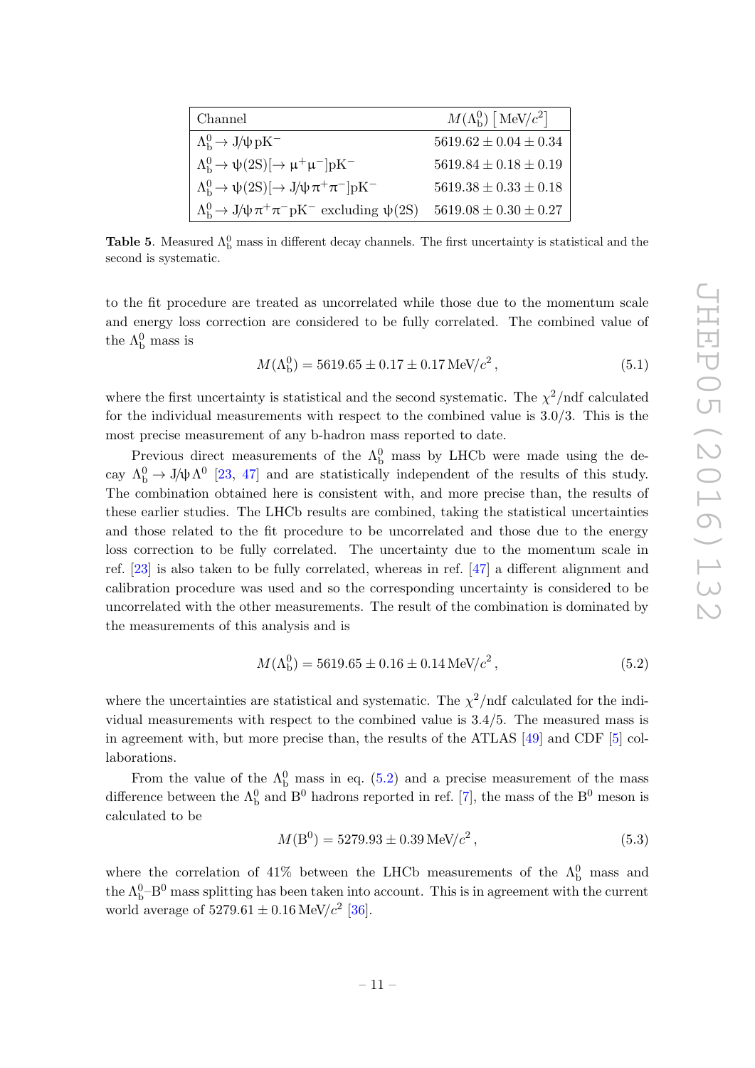| Channel | $M(\Lambda_b^0)$ $\left[\text{MeV}/c^2\right]$ |
|---|---|
| $\Lambda_b^0 \to J/\psi\, p K^-$ | $5619.62 \pm 0.04 \pm 0.34$ |
| $\Lambda_b^0 \to \psi(2S)[\to \mu^+\mu^-] p K^-$ | $5619.84 \pm 0.18 \pm 0.19$ |
| $\Lambda_b^0 \to \psi(2S)[\to J/\psi\, \pi^+\pi^-] p K^-$ | $5619.38 \pm 0.33 \pm 0.18$ |
| $\Lambda_b^0 \to J/\psi\, \pi^+\pi^- p K^-$ excluding $\psi(2S)$ | $5619.08 \pm 0.30 \pm 0.27$ |

**Table 5**. Measured $\Lambda_b^0$ mass in different decay channels. The first uncertainty is statistical and the second is systematic.

to the fit procedure are treated as uncorrelated while those due to the momentum scale and energy loss correction are considered to be fully correlated. The combined value of the $\Lambda_b^0$ mass is

$$M(\Lambda_b^0) = 5619.65 \pm 0.17 \pm 0.17\,\text{MeV}/c^2\,, \tag{5.1}$$

where the first uncertainty is statistical and the second systematic. The $\chi^2$/ndf calculated for the individual measurements with respect to the combined value is 3.0/3. This is the most precise measurement of any b-hadron mass reported to date.

Previous direct measurements of the $\Lambda_b^0$ mass by LHCb were made using the decay $\Lambda_b^0 \to J/\psi\,\Lambda^0$ [23, 47] and are statistically independent of the results of this study. The combination obtained here is consistent with, and more precise than, the results of these earlier studies. The LHCb results are combined, taking the statistical uncertainties and those related to the fit procedure to be uncorrelated and those due to the energy loss correction to be fully correlated. The uncertainty due to the momentum scale in ref. [23] is also taken to be fully correlated, whereas in ref. [47] a different alignment and calibration procedure was used and so the corresponding uncertainty is considered to be uncorrelated with the other measurements. The result of the combination is dominated by the measurements of this analysis and is

$$M(\Lambda_b^0) = 5619.65 \pm 0.16 \pm 0.14\,\text{MeV}/c^2\,, \tag{5.2}$$

where the uncertainties are statistical and systematic. The $\chi^2$/ndf calculated for the individual measurements with respect to the combined value is 3.4/5. The measured mass is in agreement with, but more precise than, the results of the ATLAS [49] and CDF [5] collaborations.

From the value of the $\Lambda_b^0$ mass in eq. (5.2) and a precise measurement of the mass difference between the $\Lambda_b^0$ and $B^0$ hadrons reported in ref. [7], the mass of the $B^0$ meson is calculated to be

$$M(B^0) = 5279.93 \pm 0.39\,\text{MeV}/c^2\,, \tag{5.3}$$

where the correlation of 41% between the LHCb measurements of the $\Lambda_b^0$ mass and the $\Lambda_b^0$–$B^0$ mass splitting has been taken into account. This is in agreement with the current world average of $5279.61 \pm 0.16\,\text{MeV}/c^2$ [36].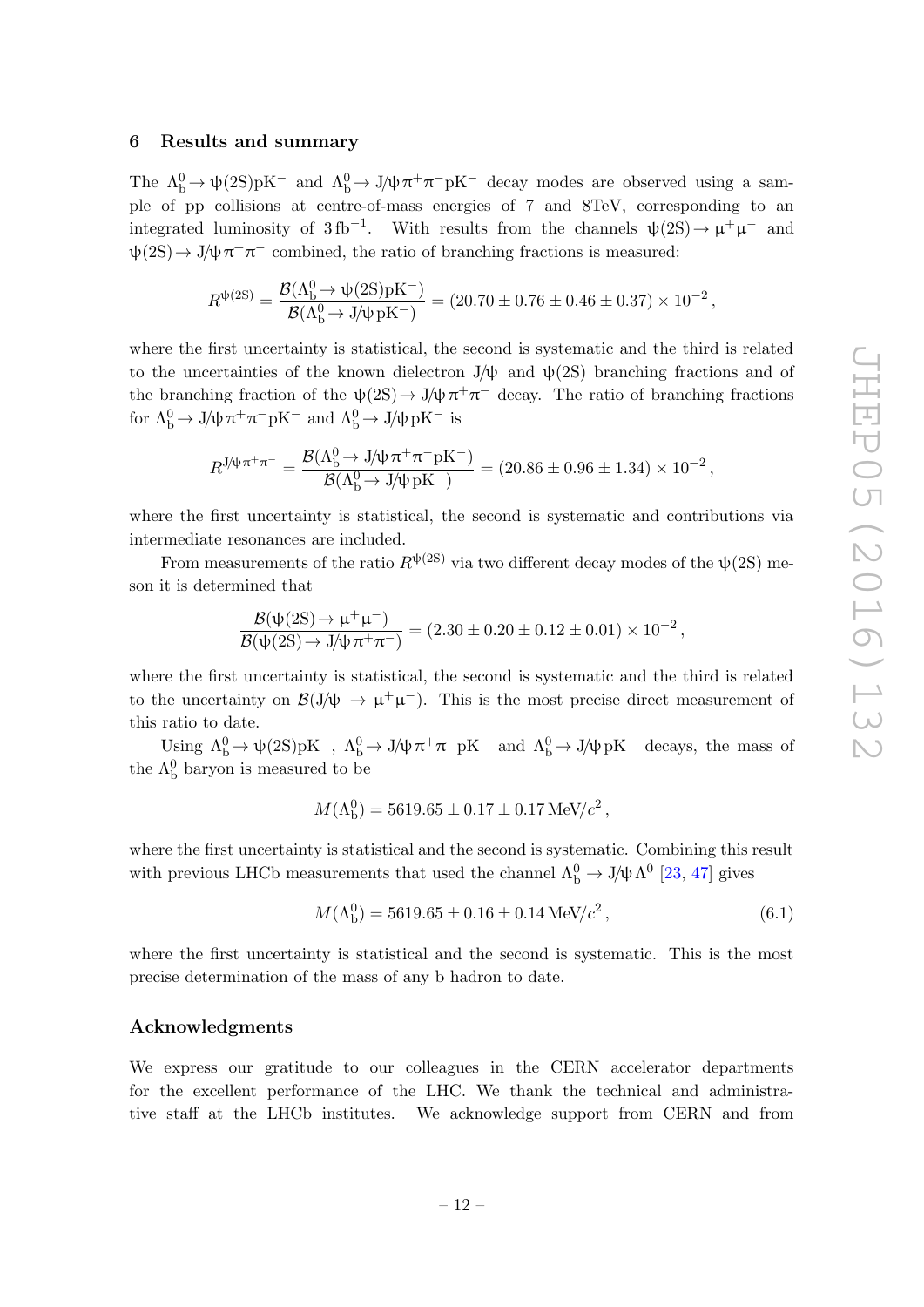## 6 Results and summary

The $\Lambda_b^0 \to \psi(2S)pK^-$ and $\Lambda_b^0 \to J/\psi\pi^+\pi^-pK^-$ decay modes are observed using a sample of pp collisions at centre-of-mass energies of 7 and 8TeV, corresponding to an integrated luminosity of $3\,\text{fb}^{-1}$. With results from the channels $\psi(2S) \to \mu^+\mu^-$ and $\psi(2S) \to J/\psi\pi^+\pi^-$ combined, the ratio of branching fractions is measured:

$$R^{\psi(2S)} = \frac{\mathcal{B}(\Lambda_b^0 \to \psi(2S)pK^-)}{\mathcal{B}(\Lambda_b^0 \to J/\psi\,pK^-)} = (20.70 \pm 0.76 \pm 0.46 \pm 0.37) \times 10^{-2}\,,$$

where the first uncertainty is statistical, the second is systematic and the third is related to the uncertainties of the known dielectron $J/\psi$ and $\psi(2S)$ branching fractions and of the branching fraction of the $\psi(2S) \to J/\psi\pi^+\pi^-$ decay. The ratio of branching fractions for $\Lambda_b^0 \to J/\psi\pi^+\pi^-pK^-$ and $\Lambda_b^0 \to J/\psi\,pK^-$ is

$$R^{J/\psi\pi^+\pi^-} = \frac{\mathcal{B}(\Lambda_b^0 \to J/\psi\pi^+\pi^-pK^-)}{\mathcal{B}(\Lambda_b^0 \to J/\psi\,pK^-)} = (20.86 \pm 0.96 \pm 1.34) \times 10^{-2}\,,$$

where the first uncertainty is statistical, the second is systematic and contributions via intermediate resonances are included.

From measurements of the ratio $R^{\psi(2S)}$ via two different decay modes of the $\psi(2S)$ meson it is determined that

$$\frac{\mathcal{B}(\psi(2S) \to \mu^+\mu^-)}{\mathcal{B}(\psi(2S) \to J/\psi\pi^+\pi^-)} = (2.30 \pm 0.20 \pm 0.12 \pm 0.01) \times 10^{-2}\,,$$

where the first uncertainty is statistical, the second is systematic and the third is related to the uncertainty on $\mathcal{B}(J/\psi \to \mu^+\mu^-)$. This is the most precise direct measurement of this ratio to date.

Using $\Lambda_b^0 \to \psi(2S)pK^-$, $\Lambda_b^0 \to J/\psi\pi^+\pi^-pK^-$ and $\Lambda_b^0 \to J/\psi\,pK^-$ decays, the mass of the $\Lambda_b^0$ baryon is measured to be

$$M(\Lambda_b^0) = 5619.65 \pm 0.17 \pm 0.17\,\text{MeV}/c^2\,,$$

where the first uncertainty is statistical and the second is systematic. Combining this result with previous LHCb measurements that used the channel $\Lambda_b^0 \to J/\psi\,\Lambda^0$ [23, 47] gives

$$M(\Lambda_b^0) = 5619.65 \pm 0.16 \pm 0.14\,\text{MeV}/c^2\,, \tag{6.1}$$

where the first uncertainty is statistical and the second is systematic. This is the most precise determination of the mass of any b hadron to date.

## Acknowledgments

We express our gratitude to our colleagues in the CERN accelerator departments for the excellent performance of the LHC. We thank the technical and administrative staff at the LHCb institutes. We acknowledge support from CERN and from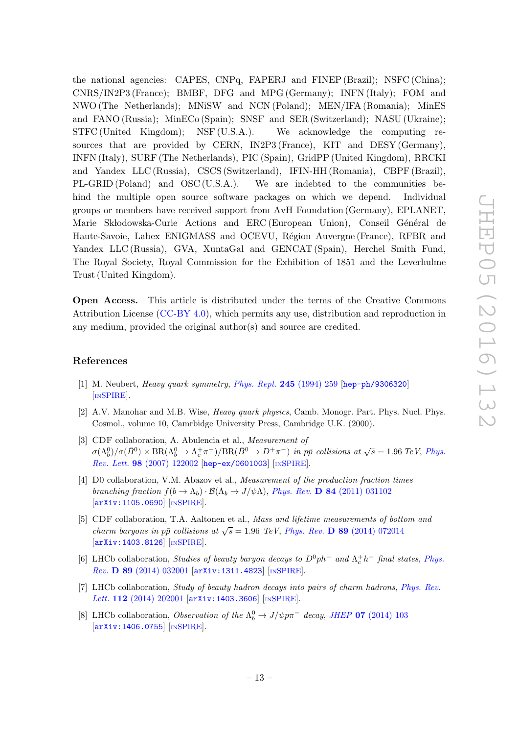the national agencies: CAPES, CNPq, FAPERJ and FINEP (Brazil); NSFC (China); CNRS/IN2P3 (France); BMBF, DFG and MPG (Germany); INFN (Italy); FOM and NWO (The Netherlands); MNiSW and NCN (Poland); MEN/IFA (Romania); MinES and FANO (Russia); MinECo (Spain); SNSF and SER (Switzerland); NASU (Ukraine); STFC (United Kingdom); NSF (U.S.A.). We acknowledge the computing resources that are provided by CERN, IN2P3 (France), KIT and DESY (Germany), INFN (Italy), SURF (The Netherlands), PIC (Spain), GridPP (United Kingdom), RRCKI and Yandex LLC (Russia), CSCS (Switzerland), IFIN-HH (Romania), CBPF (Brazil), PL-GRID (Poland) and OSC (U.S.A.). We are indebted to the communities behind the multiple open source software packages on which we depend. Individual groups or members have received support from AvH Foundation (Germany), EPLANET, Marie Skłodowska-Curie Actions and ERC (European Union), Conseil Général de Haute-Savoie, Labex ENIGMASS and OCEVU, Région Auvergne (France), RFBR and Yandex LLC (Russia), GVA, XuntaGal and GENCAT (Spain), Herchel Smith Fund, The Royal Society, Royal Commission for the Exhibition of 1851 and the Leverhulme Trust (United Kingdom).

**Open Access.** This article is distributed under the terms of the Creative Commons Attribution License (CC-BY 4.0), which permits any use, distribution and reproduction in any medium, provided the original author(s) and source are credited.

## References

[1] M. Neubert, *Heavy quark symmetry*, Phys. Rept. **245** (1994) 259 [hep-ph/9306320] [INSPIRE].

[2] A.V. Manohar and M.B. Wise, *Heavy quark physics*, Camb. Monogr. Part. Phys. Nucl. Phys. Cosmol., volume 10, Camrbidge University Press, Cambridge U.K. (2000).

[3] CDF collaboration, A. Abulencia et al., *Measurement of* $\sigma(\Lambda_b^0)/\sigma(\bar{B}^0) \times \mathrm{BR}(\Lambda_b^0 \to \Lambda_c^+\pi^-)/\mathrm{BR}(\bar{B}^0 \to D^+\pi^-)$ *in* $p\bar{p}$ *collisions at* $\sqrt{s} = 1.96$ *TeV*, Phys. Rev. Lett. **98** (2007) 122002 [hep-ex/0601003] [INSPIRE].

[4] D0 collaboration, V.M. Abazov et al., *Measurement of the production fraction times branching fraction* $f(b \to \Lambda_b) \cdot \mathcal{B}(\Lambda_b \to J/\psi\Lambda)$, Phys. Rev. **D 84** (2011) 031102 [arXiv:1105.0690] [INSPIRE].

[5] CDF collaboration, T.A. Aaltonen et al., *Mass and lifetime measurements of bottom and charm baryons in* $p\bar{p}$ *collisions at* $\sqrt{s} = 1.96$ *TeV*, Phys. Rev. **D 89** (2014) 072014 [arXiv:1403.8126] [INSPIRE].

[6] LHCb collaboration, *Studies of beauty baryon decays to* $D^0ph^-$ *and* $\Lambda_c^+h^-$ *final states*, Phys. Rev. **D 89** (2014) 032001 [arXiv:1311.4823] [INSPIRE].

[7] LHCb collaboration, *Study of beauty hadron decays into pairs of charm hadrons*, Phys. Rev. Lett. **112** (2014) 202001 [arXiv:1403.3606] [INSPIRE].

[8] LHCb collaboration, *Observation of the* $\Lambda_b^0 \to J/\psi p\pi^-$ *decay*, JHEP **07** (2014) 103 [arXiv:1406.0755] [INSPIRE].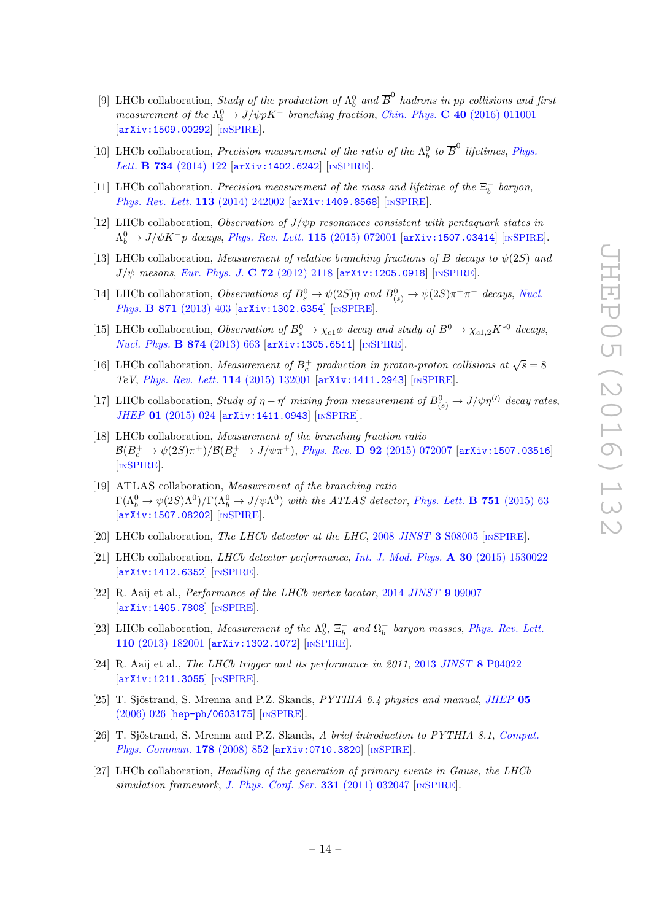[9] LHCb collaboration, *Study of the production of $\Lambda_b^0$ and $\overline{B}^0$ hadrons in pp collisions and first measurement of the $\Lambda_b^0 \to J/\psi p K^-$ branching fraction*, Chin. Phys. **C 40** (2016) 011001 [arXiv:1509.00292] [INSPIRE].

[10] LHCb collaboration, *Precision measurement of the ratio of the $\Lambda_b^0$ to $\overline{B}^0$ lifetimes*, Phys. Lett. **B 734** (2014) 122 [arXiv:1402.6242] [INSPIRE].

[11] LHCb collaboration, *Precision measurement of the mass and lifetime of the $\Xi_b^-$ baryon*, Phys. Rev. Lett. **113** (2014) 242002 [arXiv:1409.8568] [INSPIRE].

[12] LHCb collaboration, *Observation of $J/\psi p$ resonances consistent with pentaquark states in $\Lambda_b^0 \to J/\psi K^- p$ decays*, Phys. Rev. Lett. **115** (2015) 072001 [arXiv:1507.03414] [INSPIRE].

[13] LHCb collaboration, *Measurement of relative branching fractions of B decays to $\psi(2S)$ and $J/\psi$ mesons*, Eur. Phys. J. **C 72** (2012) 2118 [arXiv:1205.0918] [INSPIRE].

[14] LHCb collaboration, *Observations of $B_s^0 \to \psi(2S)\eta$ and $B_{(s)}^0 \to \psi(2S)\pi^+\pi^-$ decays*, Nucl. Phys. **B 871** (2013) 403 [arXiv:1302.6354] [INSPIRE].

[15] LHCb collaboration, *Observation of $B_s^0 \to \chi_{c1}\phi$ decay and study of $B^0 \to \chi_{c1,2}K^{*0}$ decays*, Nucl. Phys. **B 874** (2013) 663 [arXiv:1305.6511] [INSPIRE].

[16] LHCb collaboration, *Measurement of $B_c^+$ production in proton-proton collisions at $\sqrt{s} = 8$ TeV*, Phys. Rev. Lett. **114** (2015) 132001 [arXiv:1411.2943] [INSPIRE].

[17] LHCb collaboration, *Study of $\eta - \eta'$ mixing from measurement of $B_{(s)}^0 \to J/\psi\eta^{(\prime)}$ decay rates*, JHEP **01** (2015) 024 [arXiv:1411.0943] [INSPIRE].

[18] LHCb collaboration, *Measurement of the branching fraction ratio $\mathcal{B}(B_c^+ \to \psi(2S)\pi^+)/\mathcal{B}(B_c^+ \to J/\psi\pi^+)$*, Phys. Rev. **D 92** (2015) 072007 [arXiv:1507.03516] [INSPIRE].

[19] ATLAS collaboration, *Measurement of the branching ratio $\Gamma(\Lambda_b^0 \to \psi(2S)\Lambda^0)/\Gamma(\Lambda_b^0 \to J/\psi\Lambda^0)$ with the ATLAS detector*, Phys. Lett. **B 751** (2015) 63 [arXiv:1507.08202] [INSPIRE].

[20] LHCb collaboration, *The LHCb detector at the LHC*, 2008 JINST **3** S08005 [INSPIRE].

[21] LHCb collaboration, *LHCb detector performance*, Int. J. Mod. Phys. **A 30** (2015) 1530022 [arXiv:1412.6352] [INSPIRE].

[22] R. Aaij et al., *Performance of the LHCb vertex locator*, 2014 JINST **9** 09007 [arXiv:1405.7808] [INSPIRE].

[23] LHCb collaboration, *Measurement of the $\Lambda_b^0$, $\Xi_b^-$ and $\Omega_b^-$ baryon masses*, Phys. Rev. Lett. **110** (2013) 182001 [arXiv:1302.1072] [INSPIRE].

[24] R. Aaij et al., *The LHCb trigger and its performance in 2011*, 2013 JINST **8** P04022 [arXiv:1211.3055] [INSPIRE].

[25] T. Sjöstrand, S. Mrenna and P.Z. Skands, *PYTHIA 6.4 physics and manual*, JHEP **05** (2006) 026 [hep-ph/0603175] [INSPIRE].

[26] T. Sjöstrand, S. Mrenna and P.Z. Skands, *A brief introduction to PYTHIA 8.1*, Comput. Phys. Commun. **178** (2008) 852 [arXiv:0710.3820] [INSPIRE].

[27] LHCb collaboration, *Handling of the generation of primary events in Gauss, the LHCb simulation framework*, J. Phys. Conf. Ser. **331** (2011) 032047 [INSPIRE].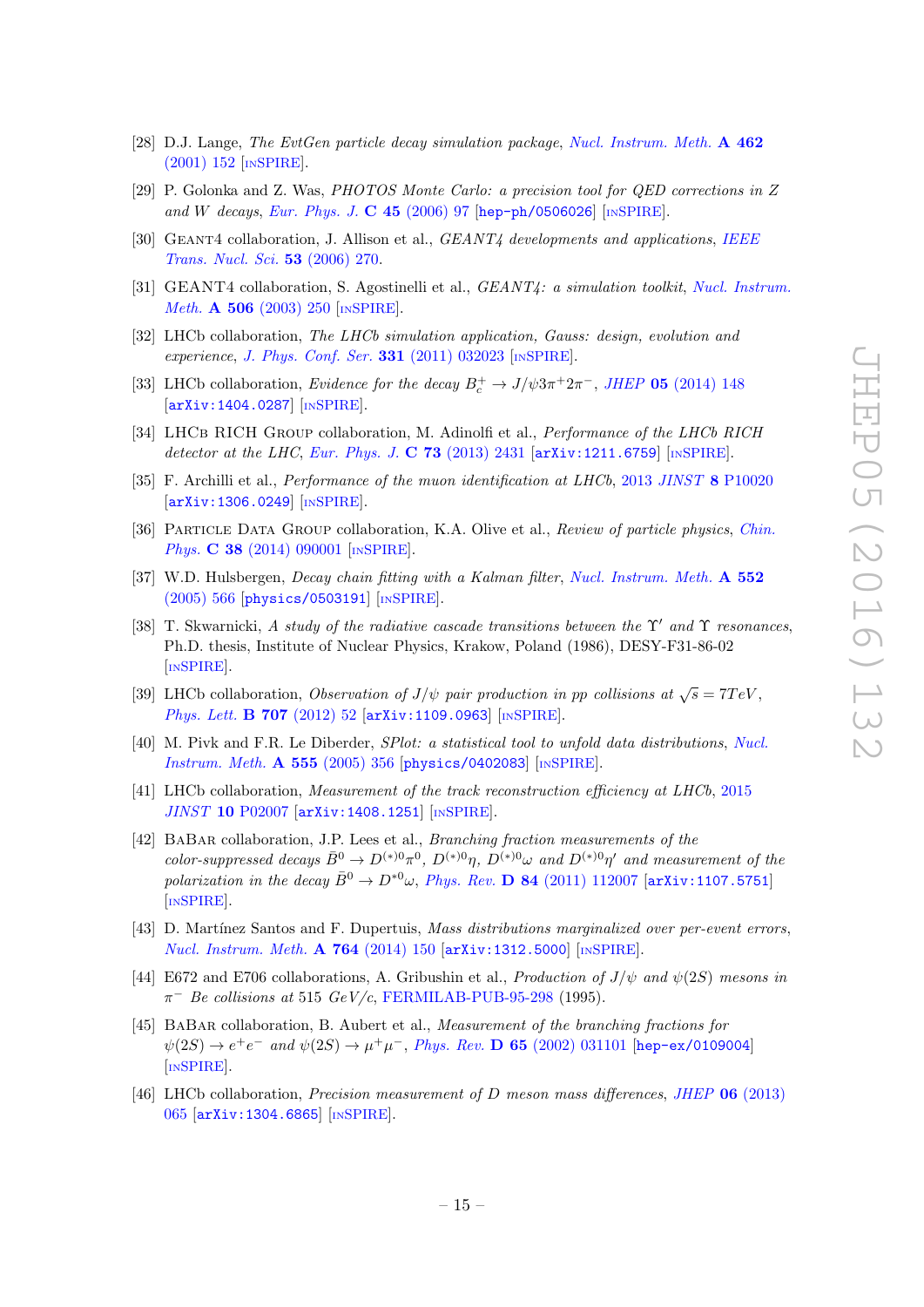- [28] D.J. Lange, *The EvtGen particle decay simulation package*, *Nucl. Instrum. Meth.* **A 462** (2001) 152 [INSPIRE].
- [29] P. Golonka and Z. Was, *PHOTOS Monte Carlo: a precision tool for QED corrections in Z and W decays*, *Eur. Phys. J.* **C 45** (2006) 97 [hep-ph/0506026] [INSPIRE].
- [30] Geant4 collaboration, J. Allison et al., *GEANT4 developments and applications*, *IEEE Trans. Nucl. Sci.* **53** (2006) 270.
- [31] GEANT4 collaboration, S. Agostinelli et al., *GEANT4: a simulation toolkit*, *Nucl. Instrum. Meth.* **A 506** (2003) 250 [INSPIRE].
- [32] LHCb collaboration, *The LHCb simulation application, Gauss: design, evolution and experience*, *J. Phys. Conf. Ser.* **331** (2011) 032023 [INSPIRE].
- [33] LHCb collaboration, *Evidence for the decay $B_c^+ \to J/\psi 3\pi^+ 2\pi^-$*, *JHEP* **05** (2014) 148 [arXiv:1404.0287] [INSPIRE].
- [34] LHCb RICH Group collaboration, M. Adinolfi et al., *Performance of the LHCb RICH detector at the LHC*, *Eur. Phys. J.* **C 73** (2013) 2431 [arXiv:1211.6759] [INSPIRE].
- [35] F. Archilli et al., *Performance of the muon identification at LHCb*, 2013 *JINST* **8** P10020 [arXiv:1306.0249] [INSPIRE].
- [36] Particle Data Group collaboration, K.A. Olive et al., *Review of particle physics*, *Chin. Phys.* **C 38** (2014) 090001 [INSPIRE].
- [37] W.D. Hulsbergen, *Decay chain fitting with a Kalman filter*, *Nucl. Instrum. Meth.* **A 552** (2005) 566 [physics/0503191] [INSPIRE].
- [38] T. Skwarnicki, *A study of the radiative cascade transitions between the $\Upsilon'$ and $\Upsilon$ resonances*, Ph.D. thesis, Institute of Nuclear Physics, Krakow, Poland (1986), DESY-F31-86-02 [INSPIRE].
- [39] LHCb collaboration, *Observation of $J/\psi$ pair production in pp collisions at $\sqrt{s} = 7 TeV$*, *Phys. Lett.* **B 707** (2012) 52 [arXiv:1109.0963] [INSPIRE].
- [40] M. Pivk and F.R. Le Diberder, *SPlot: a statistical tool to unfold data distributions*, *Nucl. Instrum. Meth.* **A 555** (2005) 356 [physics/0402083] [INSPIRE].
- [41] LHCb collaboration, *Measurement of the track reconstruction efficiency at LHCb*, 2015 *JINST* **10** P02007 [arXiv:1408.1251] [INSPIRE].
- [42] BaBar collaboration, J.P. Lees et al., *Branching fraction measurements of the color-suppressed decays $\bar{B}^0 \to D^{(*)0}\pi^0$, $D^{(*)0}\eta$, $D^{(*)0}\omega$ and $D^{(*)0}\eta'$ and measurement of the polarization in the decay $\bar{B}^0 \to D^{*0}\omega$*, *Phys. Rev.* **D 84** (2011) 112007 [arXiv:1107.5751] [INSPIRE].
- [43] D. Martínez Santos and F. Dupertuis, *Mass distributions marginalized over per-event errors*, *Nucl. Instrum. Meth.* **A 764** (2014) 150 [arXiv:1312.5000] [INSPIRE].
- [44] E672 and E706 collaborations, A. Gribushin et al., *Production of $J/\psi$ and $\psi(2S)$ mesons in $\pi^-$ Be collisions at 515 GeV/c*, FERMILAB-PUB-95-298 (1995).
- [45] BaBar collaboration, B. Aubert et al., *Measurement of the branching fractions for $\psi(2S) \to e^+e^-$ and $\psi(2S) \to \mu^+\mu^-$*, *Phys. Rev.* **D 65** (2002) 031101 [hep-ex/0109004] [INSPIRE].
- [46] LHCb collaboration, *Precision measurement of D meson mass differences*, *JHEP* **06** (2013) 065 [arXiv:1304.6865] [INSPIRE].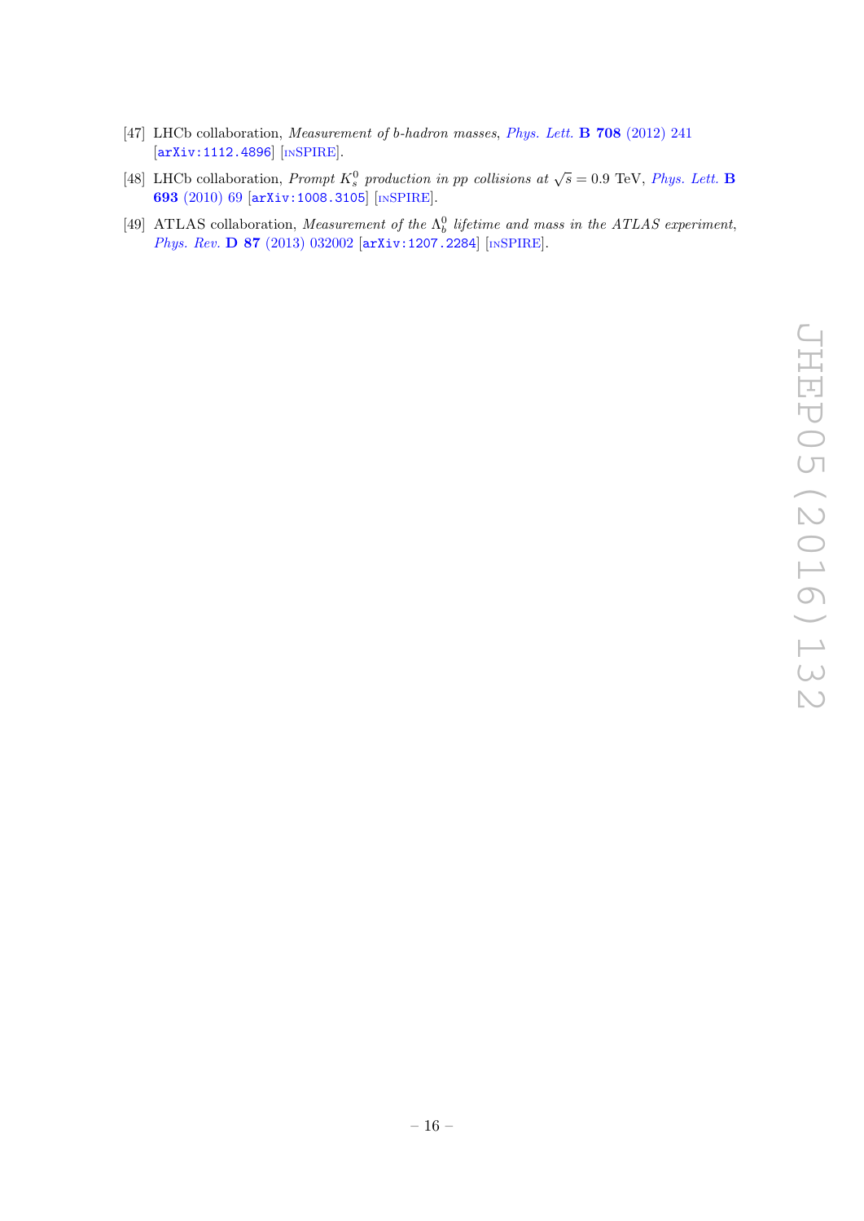[47] LHCb collaboration, *Measurement of b-hadron masses*, *Phys. Lett.* **B 708** (2012) 241 [arXiv:1112.4896] [INSPIRE].

[48] LHCb collaboration, *Prompt $K_s^0$ production in pp collisions at $\sqrt{s} = 0.9$ TeV*, *Phys. Lett.* **B 693** (2010) 69 [arXiv:1008.3105] [INSPIRE].

[49] ATLAS collaboration, *Measurement of the $\Lambda_b^0$ lifetime and mass in the ATLAS experiment*, *Phys. Rev.* **D 87** (2013) 032002 [arXiv:1207.2284] [INSPIRE].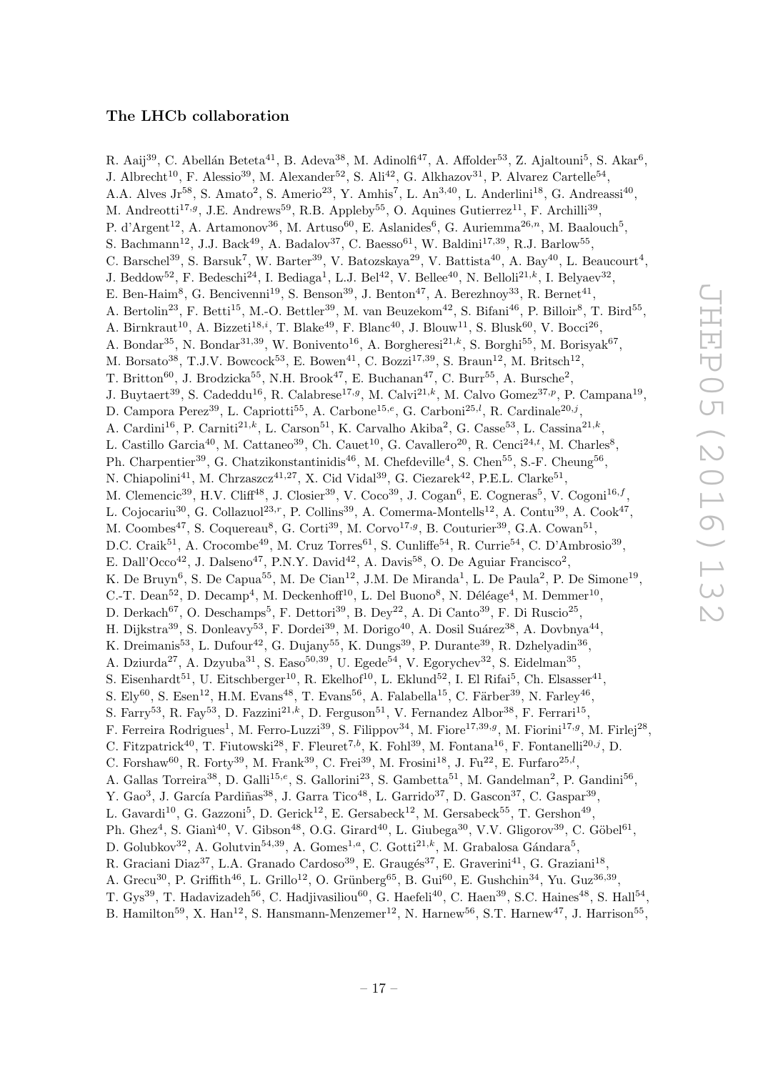## The LHCb collaboration

R. Aaij[39], C. Abellán Beteta[41], B. Adeva[38], M. Adinolfi[47], A. Affolder[53], Z. Ajaltouni[5], S. Akar[6], J. Albrecht[10], F. Alessio[39], M. Alexander[52], S. Ali[42], G. Alkhazov[31], P. Alvarez Cartelle[54], A.A. Alves Jr[58], S. Amato[2], S. Amerio[23], Y. Amhis[7], L. An[3,40], L. Anderlini[18], G. Andreassi[40], M. Andreotti[17,g], J.E. Andrews[59], R.B. Appleby[55], O. Aquines Gutierrez[11], F. Archilli[39], P. d'Argent[12], A. Artamonov[36], M. Artuso[60], E. Aslanides[6], G. Auriemma[26,n], M. Baalouch[5], S. Bachmann[12], J.J. Back[49], A. Badalov[37], C. Baesso[61], W. Baldini[17,39], R.J. Barlow[55], C. Barschel[39], S. Barsuk[7], W. Barter[39], V. Batozskaya[29], V. Battista[40], A. Bay[40], L. Beaucourt[4], J. Beddow[52], F. Bedeschi[24], I. Bediaga[1], L.J. Bel[42], V. Bellee[40], N. Belloli[21,k], I. Belyaev[32], E. Ben-Haim[8], G. Bencivenni[19], S. Benson[39], J. Benton[47], A. Berezhnoy[33], R. Bernet[41], A. Bertolin[23], F. Betti[15], M.-O. Bettler[39], M. van Beuzekom[42], S. Bifani[46], P. Billoir[8], T. Bird[55], A. Birnkraut[10], A. Bizzeti[18,i], T. Blake[49], F. Blanc[40], J. Blouw[11], S. Blusk[60], V. Bocci[26], A. Bondar[35], N. Bondar[31,39], W. Bonivento[16], A. Borgheresi[21,k], S. Borghi[55], M. Borisyak[67], M. Borsato[38], T.J.V. Bowcock[53], E. Bowen[41], C. Bozzi[17,39], S. Braun[12], M. Britsch[12], T. Britton[60], J. Brodzicka[55], N.H. Brook[47], E. Buchanan[47], C. Burr[55], A. Bursche[2], J. Buytaert[39], S. Cadeddu[16], R. Calabrese[17,g], M. Calvi[21,k], M. Calvo Gomez[37,p], P. Campana[19], D. Campora Perez[39], L. Capriotti[55], A. Carbone[15,e], G. Carboni[25,l], R. Cardinale[20,j], A. Cardini[16], P. Carniti[21,k], L. Carson[51], K. Carvalho Akiba[2], G. Casse[53], L. Cassina[21,k], L. Castillo Garcia[40], M. Cattaneo[39], Ch. Cauet[10], G. Cavallero[20], R. Cenci[24,t], M. Charles[8], Ph. Charpentier[39], G. Chatzikonstantinidis[46], M. Chefdeville[4], S. Chen[55], S.-F. Cheung[56], N. Chiapolini[41], M. Chrzaszcz[41,27], X. Cid Vidal[39], G. Ciezarek[42], P.E.L. Clarke[51], M. Clemencic[39], H.V. Cliff[48], J. Closier[39], V. Coco[39], J. Cogan[6], E. Cogneras[5], V. Cogoni[16,f], L. Cojocariu[30], G. Collazuol[23,r], P. Collins[39], A. Comerma-Montells[12], A. Contu[39], A. Cook[47], M. Coombes[47], S. Coquereau[8], G. Corti[39], M. Corvo[17,g], B. Couturier[39], G.A. Cowan[51], D.C. Craik[51], A. Crocombe[49], M. Cruz Torres[61], S. Cunliffe[54], R. Currie[54], C. D'Ambrosio[39], E. Dall'Occo[42], J. Dalseno[47], P.N.Y. David[42], A. Davis[58], O. De Aguiar Francisco[2], K. De Bruyn[6], S. De Capua[55], M. De Cian[12], J.M. De Miranda[1], L. De Paula[2], P. De Simone[19], C.-T. Dean[52], D. Decamp[4], M. Deckenhoff[10], L. Del Buono[8], N. Déléage[4], M. Demmer[10], D. Derkach[67], O. Deschamps[5], F. Dettori[39], B. Dey[22], A. Di Canto[39], F. Di Ruscio[25], H. Dijkstra[39], S. Donleavy[53], F. Dordei[39], M. Dorigo[40], A. Dosil Suárez[38], A. Dovbnya[44], K. Dreimanis[53], L. Dufour[42], G. Dujany[55], K. Dungs[39], P. Durante[39], R. Dzhelyadin[36], A. Dziurda[27], A. Dzyuba[31], S. Easo[50,39], U. Egede[54], V. Egorychev[32], S. Eidelman[35], S. Eisenhardt[51], U. Eitschberger[10], R. Ekelhof[10], L. Eklund[52], I. El Rifai[5], Ch. Elsasser[41], S. Ely[60], S. Esen[12], H.M. Evans[48], T. Evans[56], A. Falabella[15], C. Färber[39], N. Farley[46], S. Farry[53], R. Fay[53], D. Fazzini[21,k], D. Ferguson[51], V. Fernandez Albor[38], F. Ferrari[15], F. Ferreira Rodrigues[1], M. Ferro-Luzzi[39], S. Filippov[34], M. Fiore[17,39,g], M. Fiorini[17,g], M. Firlej[28], C. Fitzpatrick[40], T. Fiutowski[28], F. Fleuret[7,b], K. Fohl[39], M. Fontana[16], F. Fontanelli[20,j], D. C. Forshaw[60], R. Forty[39], M. Frank[39], C. Frei[39], M. Frosini[18], J. Fu[22], E. Furfaro[25,l], A. Gallas Torreira[38], D. Galli[15,e], S. Gallorini[23], S. Gambetta[51], M. Gandelman[2], P. Gandini[56], Y. Gao[3], J. García Pardiñas[38], J. Garra Tico[48], L. Garrido[37], D. Gascon[37], C. Gaspar[39], L. Gavardi[10], G. Gazzoni[5], D. Gerick[12], E. Gersabeck[12], M. Gersabeck[55], T. Gershon[49], Ph. Ghez[4], S. Gianì[40], V. Gibson[48], O.G. Girard[40], L. Giubega[30], V.V. Gligorov[39], C. Göbel[61], D. Golubkov[32], A. Golutvin[54,39], A. Gomes[1,a], C. Gotti[21,k], M. Grabalosa Gándara[5], R. Graciani Diaz[37], L.A. Granado Cardoso[39], E. Graugés[37], E. Graverini[41], G. Graziani[18], A. Grecu[30], P. Griffith[46], L. Grillo[12], O. Grünberg[65], B. Gui[60], E. Gushchin[34], Yu. Guz[36,39], T. Gys[39], T. Hadavizadeh[56], C. Hadjivasiliou[60], G. Haefeli[40], C. Haen[39], S.C. Haines[48], S. Hall[54], B. Hamilton[59], X. Han[12], S. Hansmann-Menzemer[12], N. Harnew[56], S.T. Harnew[47], J. Harrison[55],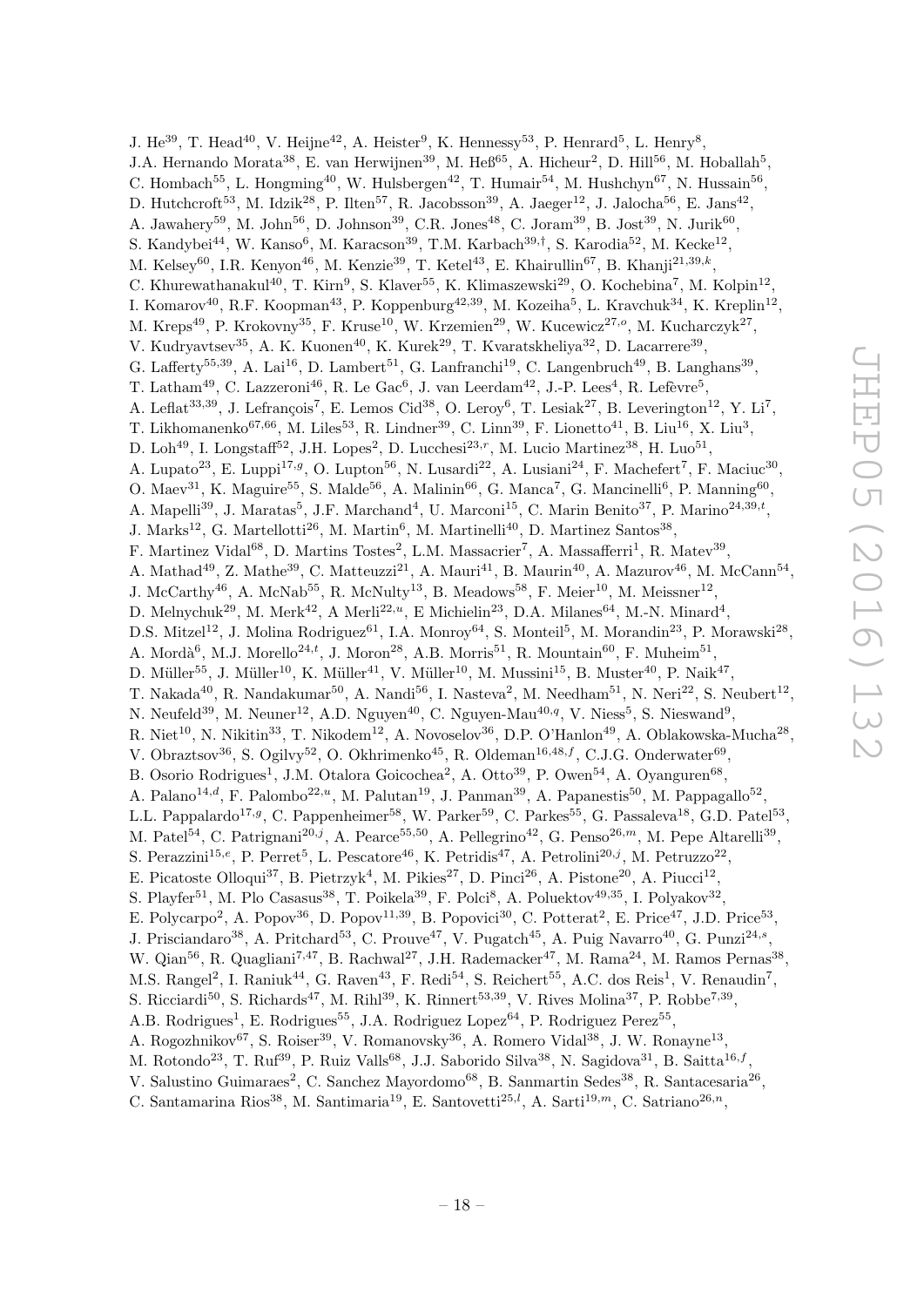J. He[39], T. Head[40], V. Heijne[42], A. Heister[9], K. Hennessy[53], P. Henrard[5], L. Henry[8], J.A. Hernando Morata[38], E. van Herwijnen[39], M. Heß[65], A. Hicheur[2], D. Hill[56], M. Hoballah[5], C. Hombach[55], L. Hongming[40], W. Hulsbergen[42], T. Humair[54], M. Hushchyn[67], N. Hussain[56], D. Hutchcroft[53], M. Idzik[28], P. Ilten[57], R. Jacobsson[39], A. Jaeger[12], J. Jalocha[56], E. Jans[42], A. Jawahery[59], M. John[56], D. Johnson[39], C.R. Jones[48], C. Joram[39], B. Jost[39], N. Jurik[60], S. Kandybei[44], W. Kanso[6], M. Karacson[39], T.M. Karbach[39,†], S. Karodia[52], M. Kecke[12], M. Kelsey[60], I.R. Kenyon[46], M. Kenzie[39], T. Ketel[43], E. Khairullin[67], B. Khanji[21,39,k], C. Khurewathanakul[40], T. Kirn[9], S. Klaver[55], K. Klimaszewski[29], O. Kochebina[7], M. Kolpin[12], I. Komarov[40], R.F. Koopman[43], P. Koppenburg[42,39], M. Kozeiha[5], L. Kravchuk[34], K. Kreplin[12], M. Kreps[49], P. Krokovny[35], F. Kruse[10], W. Krzemien[29], W. Kucewicz[27,o], M. Kucharczyk[27], V. Kudryavtsev[35], A. K. Kuonen[40], K. Kurek[29], T. Kvaratskheliya[32], D. Lacarrere[39], G. Lafferty[55,39], A. Lai[16], D. Lambert[51], G. Lanfranchi[19], C. Langenbruch[49], B. Langhans[39], T. Latham[49], C. Lazzeroni[46], R. Le Gac[6], J. van Leerdam[42], J.-P. Lees[4], R. Lefèvre[5], A. Leflat[33,39], J. Lefrançois[7], E. Lemos Cid[38], O. Leroy[6], T. Lesiak[27], B. Leverington[12], Y. Li[7], T. Likhomanenko[67,66], M. Liles[53], R. Lindner[39], C. Linn[39], F. Lionetto[41], B. Liu[16], X. Liu[3], D. Loh[49], I. Longstaff[52], J.H. Lopes[2], D. Lucchesi[23,r], M. Lucio Martinez[38], H. Luo[51], A. Lupato[23], E. Luppi[17,g], O. Lupton[56], N. Lusardi[22], A. Lusiani[24], F. Machefert[7], F. Maciuc[30], O. Maev[31], K. Maguire[55], S. Malde[56], A. Malinin[66], G. Manca[7], G. Mancinelli[6], P. Manning[60], A. Mapelli[39], J. Maratas[5], J.F. Marchand[4], U. Marconi[15], C. Marin Benito[37], P. Marino[24,39,t], J. Marks[12], G. Martellotti[26], M. Martin[6], M. Martinelli[40], D. Martinez Santos[38], F. Martinez Vidal[68], D. Martins Tostes[2], L.M. Massacrier[7], A. Massafferri[1], R. Matev[39], A. Mathad[49], Z. Mathe[39], C. Matteuzzi[21], A. Mauri[41], B. Maurin[40], A. Mazurov[46], M. McCann[54], J. McCarthy[46], A. McNab[55], R. McNulty[13], B. Meadows[58], F. Meier[10], M. Meissner[12], D. Melnychuk[29], M. Merk[42], A Merli[22,u], E Michielin[23], D.A. Milanes[64], M.-N. Minard[4], D.S. Mitzel[12], J. Molina Rodriguez[61], I.A. Monroy[64], S. Monteil[5], M. Morandin[23], P. Morawski[28], A. Mordà[6], M.J. Morello[24,t], J. Moron[28], A.B. Morris[51], R. Mountain[60], F. Muheim[51], D. Müller[55], J. Müller[10], K. Müller[41], V. Müller[10], M. Mussini[15], B. Muster[40], P. Naik[47], T. Nakada[40], R. Nandakumar[50], A. Nandi[56], I. Nasteva[2], M. Needham[51], N. Neri[22], S. Neubert[12], N. Neufeld[39], M. Neuner[12], A.D. Nguyen[40], C. Nguyen-Mau[40,q], V. Niess[5], S. Nieswand[9], R. Niet[10], N. Nikitin[33], T. Nikodem[12], A. Novoselov[36], D.P. O'Hanlon[49], A. Oblakowska-Mucha[28], V. Obraztsov[36], S. Ogilvy[52], O. Okhrimenko[45], R. Oldeman[16,48,f], C.J.G. Onderwater[69], B. Osorio Rodrigues[1], J.M. Otalora Goicochea[2], A. Otto[39], P. Owen[54], A. Oyanguren[68], A. Palano[14,d], F. Palombo[22,u], M. Palutan[19], J. Panman[39], A. Papanestis[50], M. Pappagallo[52], L.L. Pappalardo[17,g], C. Pappenheimer[58], W. Parker[59], C. Parkes[55], G. Passaleva[18], G.D. Patel[53], M. Patel[54], C. Patrignani[20,j], A. Pearce[55,50], A. Pellegrino[42], G. Penso[26,m], M. Pepe Altarelli[39], S. Perazzini[15,e], P. Perret[5], L. Pescatore[46], K. Petridis[47], A. Petrolini[20,j], M. Petruzzo[22], E. Picatoste Olloqui[37], B. Pietrzyk[4], M. Pikies[27], D. Pinci[26], A. Pistone[20], A. Piucci[12], S. Playfer[51], M. Plo Casasus[38], T. Poikela[39], F. Polci[8], A. Poluektov[49,35], I. Polyakov[32], E. Polycarpo[2], A. Popov[36], D. Popov[11,39], B. Popovici[30], C. Potterat[2], E. Price[47], J.D. Price[53], J. Prisciandaro[38], A. Pritchard[53], C. Prouve[47], V. Pugatch[45], A. Puig Navarro[40], G. Punzi[24,s], W. Qian[56], R. Quagliani[7,47], B. Rachwal[27], J.H. Rademacker[47], M. Rama[24], M. Ramos Pernas[38], M.S. Rangel[2], I. Raniuk[44], G. Raven[43], F. Redi[54], S. Reichert[55], A.C. dos Reis[1], V. Renaudin[7], S. Ricciardi[50], S. Richards[47], M. Rihl[39], K. Rinnert[53,39], V. Rives Molina[37], P. Robbe[7,39], A.B. Rodrigues[1], E. Rodrigues[55], J.A. Rodriguez Lopez[64], P. Rodriguez Perez[55], A. Rogozhnikov[67], S. Roiser[39], V. Romanovsky[36], A. Romero Vidal[38], J. W. Ronayne[13], M. Rotondo[23], T. Ruf[39], P. Ruiz Valls[68], J.J. Saborido Silva[38], N. Sagidova[31], B. Saitta[16,f], V. Salustino Guimaraes[2], C. Sanchez Mayordomo[68], B. Sanmartin Sedes[38], R. Santacesaria[26], C. Santamarina Rios[38], M. Santimaria[19], E. Santovetti[25,l], A. Sarti[19,m], C. Satriano[26,n],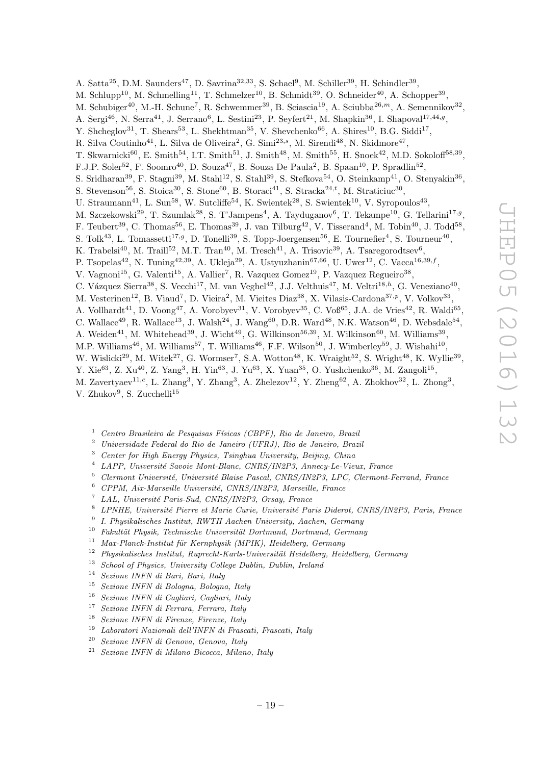A. Satta[25], D.M. Saunders[47], D. Savrina[32,33], S. Schael[9], M. Schiller[39], H. Schindler[39], M. Schlupp[10], M. Schmelling[11], T. Schmelzer[10], B. Schmidt[39], O. Schneider[40], A. Schopper[39], M. Schubiger[40], M.-H. Schune[7], R. Schwemmer[39], B. Sciascia[19], A. Sciubba[26,m], A. Semennikov[32], A. Sergi[46], N. Serra[41], J. Serrano[6], L. Sestini[23], P. Seyfert[21], M. Shapkin[36], I. Shapoval[17,44,g], Y. Shcheglov[31], T. Shears[53], L. Shekhtman[35], V. Shevchenko[66], A. Shires[10], B.G. Siddi[17], R. Silva Coutinho[41], L. Silva de Oliveira[2], G. Simi[23,s], M. Sirendi[48], N. Skidmore[47], T. Skwarnicki[60], E. Smith[54], I.T. Smith[51], J. Smith[48], M. Smith[55], H. Snoek[42], M.D. Sokoloff[58,39], F.J.P. Soler[52], F. Soomro[40], D. Souza[47], B. Souza De Paula[2], B. Spaan[10], P. Spradlin[52], S. Sridharan[39], F. Stagni[39], M. Stahl[12], S. Stahl[39], S. Stefkova[54], O. Steinkamp[41], O. Stenyakin[36], S. Stevenson[56], S. Stoica[30], S. Stone[60], B. Storaci[41], S. Stracka[24,t], M. Straticiuc[30], U. Straumann[41], L. Sun[58], W. Sutcliffe[54], K. Swientek[28], S. Swientek[10], V. Syropoulos[43], M. Szczekowski[29], T. Szumlak[28], S. T'Jampens[4], A. Tayduganov[6], T. Tekampe[10], G. Tellarini[17,g], F. Teubert[39], C. Thomas[56], E. Thomas[39], J. van Tilburg[42], V. Tisserand[4], M. Tobin[40], J. Todd[58], S. Tolk[43], L. Tomassetti[17,g], D. Tonelli[39], S. Topp-Joergensen[56], E. Tournefier[4], S. Tourneur[40], K. Trabelsi[40], M. Traill[52], M.T. Tran[40], M. Tresch[41], A. Trisovic[39], A. Tsaregorodtsev[6], P. Tsopelas[42], N. Tuning[42,39], A. Ukleja[29], A. Ustyuzhanin[67,66], U. Uwer[12], C. Vacca[16,39,f], V. Vagnoni[15], G. Valenti[15], A. Vallier[7], R. Vazquez Gomez[19], P. Vazquez Regueiro[38], C. Vázquez Sierra[38], S. Vecchi[17], M. van Veghel[42], J.J. Velthuis[47], M. Veltri[18,h], G. Veneziano[40], M. Vesterinen[12], B. Viaud[7], D. Vieira[2], M. Vieites Diaz[38], X. Vilasis-Cardona[37,p], V. Volkov[33], A. Vollhardt[41], D. Voong[47], A. Vorobyev[31], V. Vorobyev[35], C. Voß[65], J.A. de Vries[42], R. Waldi[65], C. Wallace[49], R. Wallace[13], J. Walsh[24], J. Wang[60], D.R. Ward[48], N.K. Watson[46], D. Websdale[54], A. Weiden[41], M. Whitehead[39], J. Wicht[49], G. Wilkinson[56,39], M. Wilkinson[60], M. Williams[39], M.P. Williams[46], M. Williams[57], T. Williams[46], F.F. Wilson[50], J. Wimberley[59], J. Wishahi[10], W. Wislicki[29], M. Witek[27], G. Wormser[7], S.A. Wotton[48], K. Wraight[52], S. Wright[48], K. Wyllie[39], Y. Xie[63], Z. Xu[40], Z. Yang[3], H. Yin[63], J. Yu[63], X. Yuan[35], O. Yushchenko[36], M. Zangoli[15], M. Zavertyaev[11,c], L. Zhang[3], Y. Zhang[3], A. Zhelezov[12], Y. Zheng[62], A. Zhokhov[32], L. Zhong[3], V. Zhukov[9], S. Zucchelli[15]

[1] *Centro Brasileiro de Pesquisas Físicas (CBPF), Rio de Janeiro, Brazil*
[2] *Universidade Federal do Rio de Janeiro (UFRJ), Rio de Janeiro, Brazil*
[3] *Center for High Energy Physics, Tsinghua University, Beijing, China*
[4] *LAPP, Université Savoie Mont-Blanc, CNRS/IN2P3, Annecy-Le-Vieux, France*
[5] *Clermont Université, Université Blaise Pascal, CNRS/IN2P3, LPC, Clermont-Ferrand, France*
[6] *CPPM, Aix-Marseille Université, CNRS/IN2P3, Marseille, France*
[7] *LAL, Université Paris-Sud, CNRS/IN2P3, Orsay, France*
[8] *LPNHE, Université Pierre et Marie Curie, Université Paris Diderot, CNRS/IN2P3, Paris, France*
[9] *I. Physikalisches Institut, RWTH Aachen University, Aachen, Germany*
[10] *Fakultät Physik, Technische Universität Dortmund, Dortmund, Germany*
[11] *Max-Planck-Institut für Kernphysik (MPIK), Heidelberg, Germany*
[12] *Physikalisches Institut, Ruprecht-Karls-Universität Heidelberg, Heidelberg, Germany*
[13] *School of Physics, University College Dublin, Dublin, Ireland*
[14] *Sezione INFN di Bari, Bari, Italy*
[15] *Sezione INFN di Bologna, Bologna, Italy*
[16] *Sezione INFN di Cagliari, Cagliari, Italy*
[17] *Sezione INFN di Ferrara, Ferrara, Italy*
[18] *Sezione INFN di Firenze, Firenze, Italy*
[19] *Laboratori Nazionali dell'INFN di Frascati, Frascati, Italy*
[20] *Sezione INFN di Genova, Genova, Italy*
[21] *Sezione INFN di Milano Bicocca, Milano, Italy*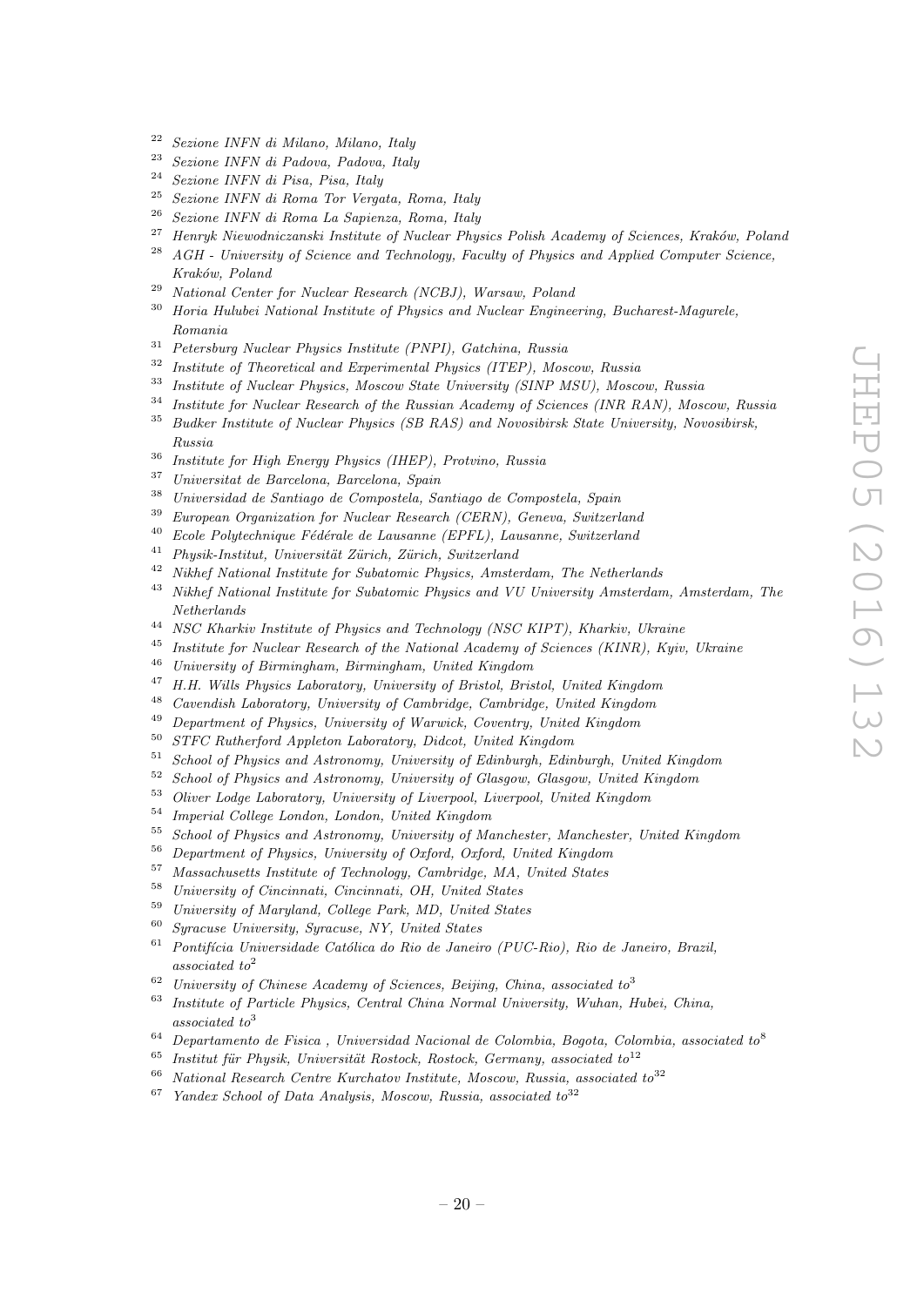[22] *Sezione INFN di Milano, Milano, Italy*
[23] *Sezione INFN di Padova, Padova, Italy*
[24] *Sezione INFN di Pisa, Pisa, Italy*
[25] *Sezione INFN di Roma Tor Vergata, Roma, Italy*
[26] *Sezione INFN di Roma La Sapienza, Roma, Italy*
[27] *Henryk Niewodniczanski Institute of Nuclear Physics Polish Academy of Sciences, Kraków, Poland*
[28] *AGH - University of Science and Technology, Faculty of Physics and Applied Computer Science, Kraków, Poland*
[29] *National Center for Nuclear Research (NCBJ), Warsaw, Poland*
[30] *Horia Hulubei National Institute of Physics and Nuclear Engineering, Bucharest-Magurele, Romania*
[31] *Petersburg Nuclear Physics Institute (PNPI), Gatchina, Russia*
[32] *Institute of Theoretical and Experimental Physics (ITEP), Moscow, Russia*
[33] *Institute of Nuclear Physics, Moscow State University (SINP MSU), Moscow, Russia*
[34] *Institute for Nuclear Research of the Russian Academy of Sciences (INR RAN), Moscow, Russia*
[35] *Budker Institute of Nuclear Physics (SB RAS) and Novosibirsk State University, Novosibirsk, Russia*
[36] *Institute for High Energy Physics (IHEP), Protvino, Russia*
[37] *Universitat de Barcelona, Barcelona, Spain*
[38] *Universidad de Santiago de Compostela, Santiago de Compostela, Spain*
[39] *European Organization for Nuclear Research (CERN), Geneva, Switzerland*
[40] *Ecole Polytechnique Fédérale de Lausanne (EPFL), Lausanne, Switzerland*
[41] *Physik-Institut, Universität Zürich, Zürich, Switzerland*
[42] *Nikhef National Institute for Subatomic Physics, Amsterdam, The Netherlands*
[43] *Nikhef National Institute for Subatomic Physics and VU University Amsterdam, Amsterdam, The Netherlands*
[44] *NSC Kharkiv Institute of Physics and Technology (NSC KIPT), Kharkiv, Ukraine*
[45] *Institute for Nuclear Research of the National Academy of Sciences (KINR), Kyiv, Ukraine*
[46] *University of Birmingham, Birmingham, United Kingdom*
[47] *H.H. Wills Physics Laboratory, University of Bristol, Bristol, United Kingdom*
[48] *Cavendish Laboratory, University of Cambridge, Cambridge, United Kingdom*
[49] *Department of Physics, University of Warwick, Coventry, United Kingdom*
[50] *STFC Rutherford Appleton Laboratory, Didcot, United Kingdom*
[51] *School of Physics and Astronomy, University of Edinburgh, Edinburgh, United Kingdom*
[52] *School of Physics and Astronomy, University of Glasgow, Glasgow, United Kingdom*
[53] *Oliver Lodge Laboratory, University of Liverpool, Liverpool, United Kingdom*
[54] *Imperial College London, London, United Kingdom*
[55] *School of Physics and Astronomy, University of Manchester, Manchester, United Kingdom*
[56] *Department of Physics, University of Oxford, Oxford, United Kingdom*
[57] *Massachusetts Institute of Technology, Cambridge, MA, United States*
[58] *University of Cincinnati, Cincinnati, OH, United States*
[59] *University of Maryland, College Park, MD, United States*
[60] *Syracuse University, Syracuse, NY, United States*
[61] *Pontifícia Universidade Católica do Rio de Janeiro (PUC-Rio), Rio de Janeiro, Brazil, associated to*[2]
[62] *University of Chinese Academy of Sciences, Beijing, China, associated to*[3]
[63] *Institute of Particle Physics, Central China Normal University, Wuhan, Hubei, China, associated to*[3]
[64] *Departamento de Fisica , Universidad Nacional de Colombia, Bogota, Colombia, associated to*[8]
[65] *Institut für Physik, Universität Rostock, Rostock, Germany, associated to*[12]
[66] *National Research Centre Kurchatov Institute, Moscow, Russia, associated to*[32]
[67] *Yandex School of Data Analysis, Moscow, Russia, associated to*[32]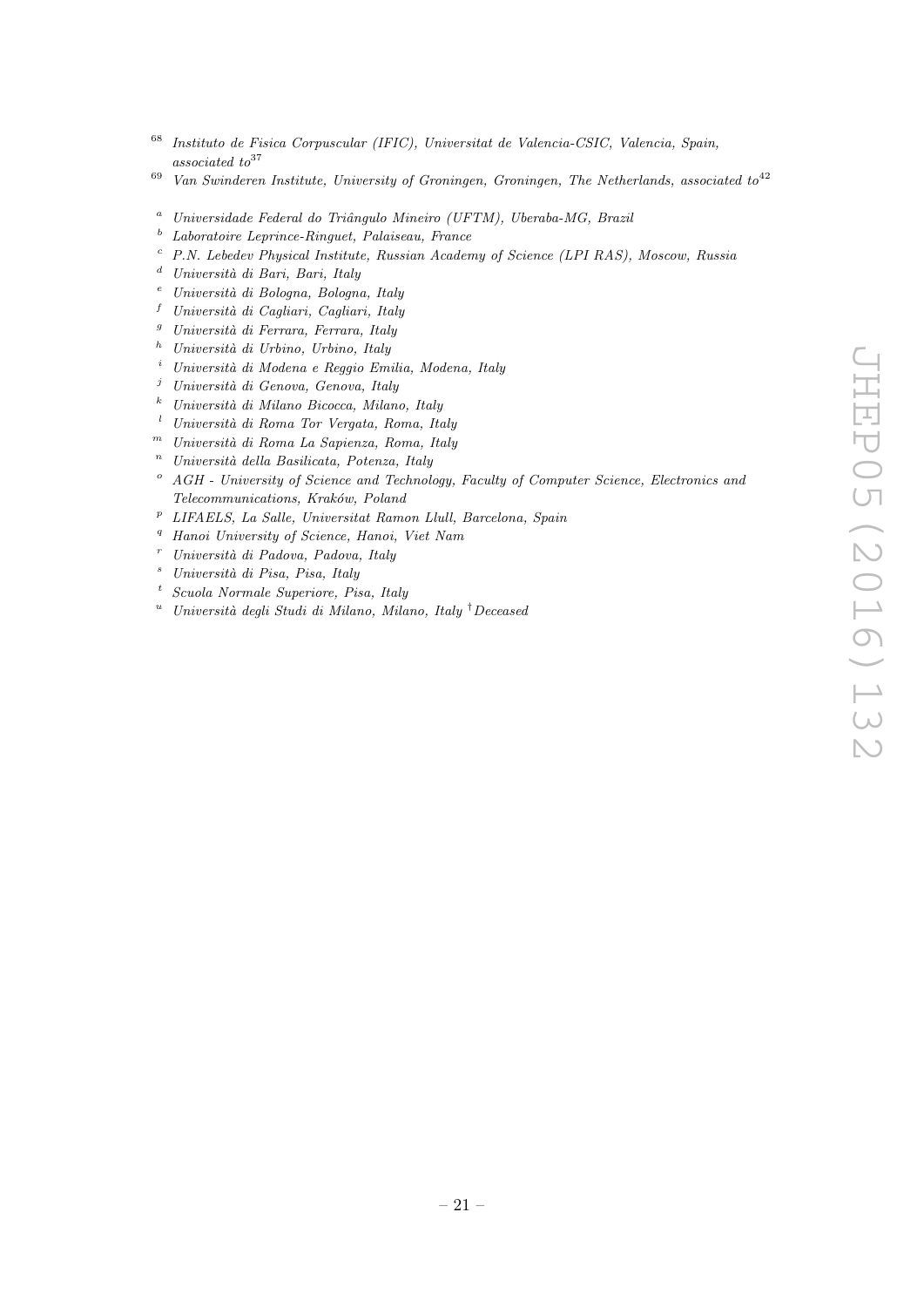[68] *Instituto de Fisica Corpuscular (IFIC), Universitat de Valencia-CSIC, Valencia, Spain, associated to*[37]

[69] *Van Swinderen Institute, University of Groningen, Groningen, The Netherlands, associated to*[42]

[a] *Universidade Federal do Triângulo Mineiro (UFTM), Uberaba-MG, Brazil*

[b] *Laboratoire Leprince-Ringuet, Palaiseau, France*

[c] *P.N. Lebedev Physical Institute, Russian Academy of Science (LPI RAS), Moscow, Russia*

[d] *Università di Bari, Bari, Italy*

[e] *Università di Bologna, Bologna, Italy*

[f] *Università di Cagliari, Cagliari, Italy*

[g] *Università di Ferrara, Ferrara, Italy*

[h] *Università di Urbino, Urbino, Italy*

[i] *Università di Modena e Reggio Emilia, Modena, Italy*

[j] *Università di Genova, Genova, Italy*

[k] *Università di Milano Bicocca, Milano, Italy*

[l] *Università di Roma Tor Vergata, Roma, Italy*

[m] *Università di Roma La Sapienza, Roma, Italy*

[n] *Università della Basilicata, Potenza, Italy*

[o] *AGH - University of Science and Technology, Faculty of Computer Science, Electronics and Telecommunications, Kraków, Poland*

[p] *LIFAELS, La Salle, Universitat Ramon Llull, Barcelona, Spain*

[q] *Hanoi University of Science, Hanoi, Viet Nam*

[r] *Università di Padova, Padova, Italy*

[s] *Università di Pisa, Pisa, Italy*

[t] *Scuola Normale Superiore, Pisa, Italy*

[u] *Università degli Studi di Milano, Milano, Italy* [†]*Deceased*